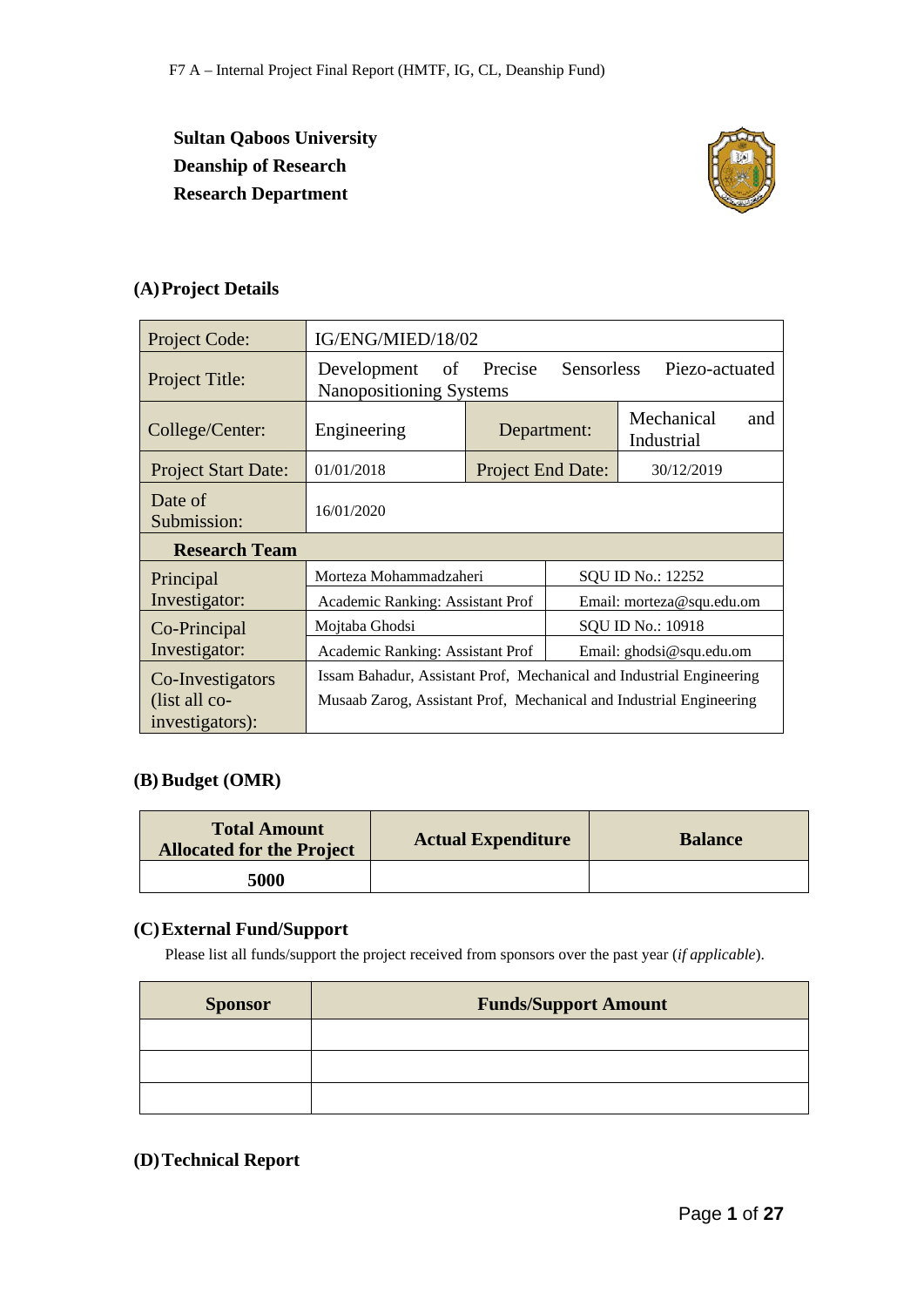F7 A – Internal Project Final Report (HMTF, IG, CL, Deanship Fund)

**Sultan Qaboos University**
**Deanship of Research**
**Research Department**

## (A) Project Details

| Project Code: | IG/ENG/MIED/18/02 | | |
|---|---|---|---|
| Project Title: | Development of Precise Sensorless Piezo-actuated Nanopositioning Systems | | |
| College/Center: | Engineering | Department: | Mechanical and Industrial |
| Project Start Date: | 01/01/2018 | Project End Date: | 30/12/2019 |
| Date of Submission: | 16/01/2020 | | |
| **Research Team** | | | |
| Principal Investigator: | Morteza Mohammadzaheri | SQU ID No.: 12252 | |
| | Academic Ranking: Assistant Prof | Email: morteza@squ.edu.om | |
| Co-Principal Investigator: | Mojtaba Ghodsi | SQU ID No.: 10918 | |
| | Academic Ranking: Assistant Prof | Email: ghodsi@squ.edu.om | |
| Co-Investigators (list all co-investigators): | Issam Bahadur, Assistant Prof, Mechanical and Industrial Engineering<br>Musaab Zarog, Assistant Prof, Mechanical and Industrial Engineering | | |

## (B) Budget (OMR)

| Total Amount Allocated for the Project | Actual Expenditure | Balance |
|---|---|---|
| **5000** | | |

## (C) External Fund/Support

Please list all funds/support the project received from sponsors over the past year (*if applicable*).

| Sponsor | Funds/Support Amount |
|---|---|
| | |
| | |
| | |

## (D) Technical Report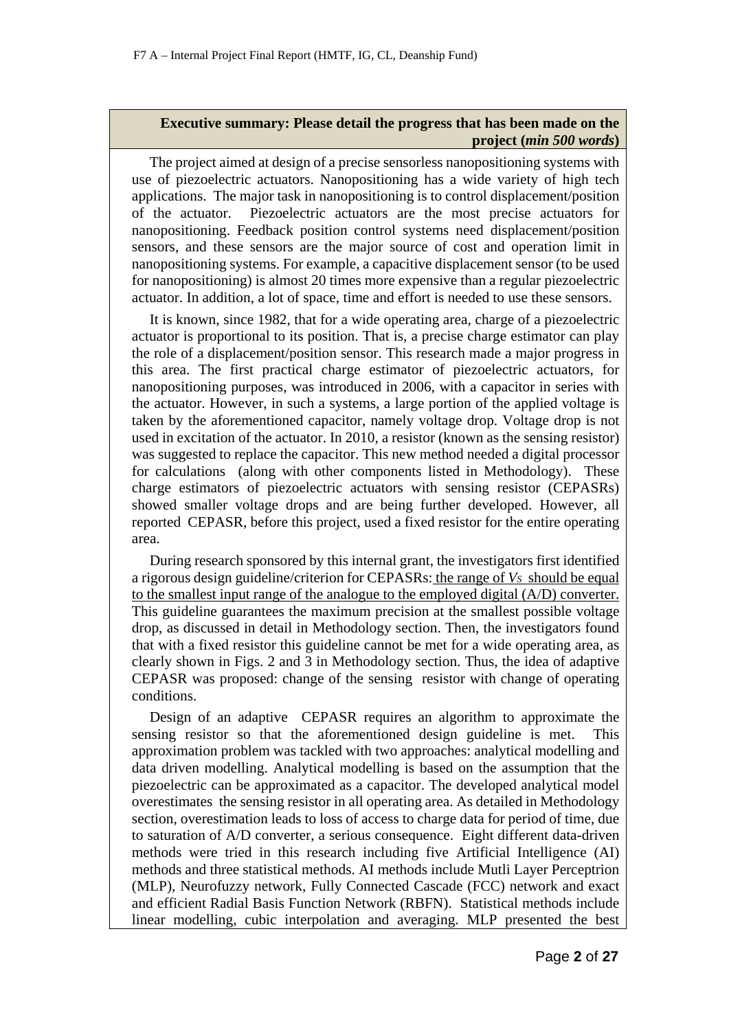**Executive summary: Please detail the progress that has been made on the project (*min 500 words*)**

The project aimed at design of a precise sensorless nanopositioning systems with use of piezoelectric actuators. Nanopositioning has a wide variety of high tech applications. The major task in nanopositioning is to control displacement/position of the actuator. Piezoelectric actuators are the most precise actuators for nanopositioning. Feedback position control systems need displacement/position sensors, and these sensors are the major source of cost and operation limit in nanopositioning systems. For example, a capacitive displacement sensor (to be used for nanopositioning) is almost 20 times more expensive than a regular piezoelectric actuator. In addition, a lot of space, time and effort is needed to use these sensors.

It is known, since 1982, that for a wide operating area, charge of a piezoelectric actuator is proportional to its position. That is, a precise charge estimator can play the role of a displacement/position sensor. This research made a major progress in this area. The first practical charge estimator of piezoelectric actuators, for nanopositioning purposes, was introduced in 2006, with a capacitor in series with the actuator. However, in such a systems, a large portion of the applied voltage is taken by the aforementioned capacitor, namely voltage drop. Voltage drop is not used in excitation of the actuator. In 2010, a resistor (known as the sensing resistor) was suggested to replace the capacitor. This new method needed a digital processor for calculations (along with other components listed in Methodology). These charge estimators of piezoelectric actuators with sensing resistor (CEPASRs) showed smaller voltage drops and are being further developed. However, all reported CEPASR, before this project, used a fixed resistor for the entire operating area.

During research sponsored by this internal grant, the investigators first identified a rigorous design guideline/criterion for CEPASRs: <u>the range of $V_S$ should be equal to the smallest input range of the analogue to the employed digital (A/D) converter.</u> This guideline guarantees the maximum precision at the smallest possible voltage drop, as discussed in detail in Methodology section. Then, the investigators found that with a fixed resistor this guideline cannot be met for a wide operating area, as clearly shown in Figs. 2 and 3 in Methodology section. Thus, the idea of adaptive CEPASR was proposed: change of the sensing resistor with change of operating conditions.

Design of an adaptive CEPASR requires an algorithm to approximate the sensing resistor so that the aforementioned design guideline is met. This approximation problem was tackled with two approaches: analytical modelling and data driven modelling. Analytical modelling is based on the assumption that the piezoelectric can be approximated as a capacitor. The developed analytical model overestimates the sensing resistor in all operating area. As detailed in Methodology section, overestimation leads to loss of access to charge data for period of time, due to saturation of A/D converter, a serious consequence. Eight different data-driven methods were tried in this research including five Artificial Intelligence (AI) methods and three statistical methods. AI methods include Mutli Layer Perceptrion (MLP), Neurofuzzy network, Fully Connected Cascade (FCC) network and exact and efficient Radial Basis Function Network (RBFN). Statistical methods include linear modelling, cubic interpolation and averaging. MLP presented the best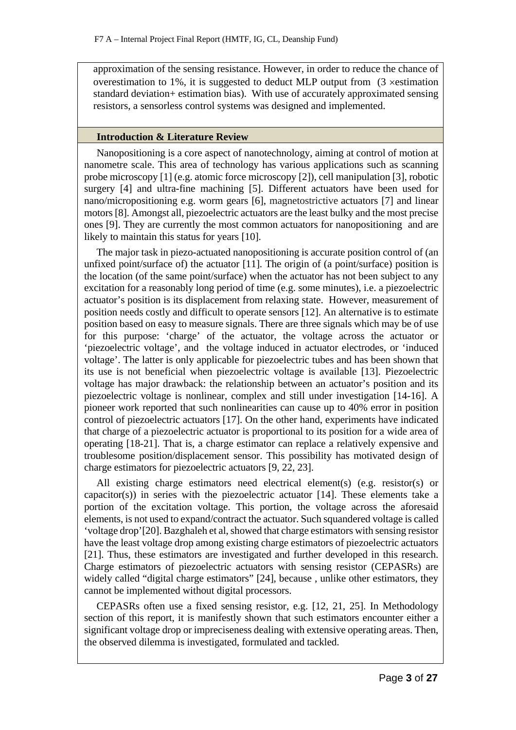approximation of the sensing resistance. However, in order to reduce the chance of overestimation to 1%, it is suggested to deduct MLP output from ($3 \times$estimation standard deviation+ estimation bias). With use of accurately approximated sensing resistors, a sensorless control systems was designed and implemented.

## Introduction & Literature Review

Nanopositioning is a core aspect of nanotechnology, aiming at control of motion at nanometre scale. This area of technology has various applications such as scanning probe microscopy [1] (e.g. atomic force microscopy [2]), cell manipulation [3], robotic surgery [4] and ultra-fine machining [5]. Different actuators have been used for nano/micropositioning e.g. worm gears [6], magnetostrictive actuators [7] and linear motors [8]. Amongst all, piezoelectric actuators are the least bulky and the most precise ones [9]. They are currently the most common actuators for nanopositioning and are likely to maintain this status for years [10].

The major task in piezo-actuated nanopositioning is accurate position control of (an unfixed point/surface of) the actuator [11]. The origin of (a point/surface) position is the location (of the same point/surface) when the actuator has not been subject to any excitation for a reasonably long period of time (e.g. some minutes), i.e. a piezoelectric actuator's position is its displacement from relaxing state. However, measurement of position needs costly and difficult to operate sensors [12]. An alternative is to estimate position based on easy to measure signals. There are three signals which may be of use for this purpose: 'charge' of the actuator, the voltage across the actuator or 'piezoelectric voltage', and the voltage induced in actuator electrodes, or 'induced voltage'. The latter is only applicable for piezoelectric tubes and has been shown that its use is not beneficial when piezoelectric voltage is available [13]. Piezoelectric voltage has major drawback: the relationship between an actuator's position and its piezoelectric voltage is nonlinear, complex and still under investigation [14-16]. A pioneer work reported that such nonlinearities can cause up to 40% error in position control of piezoelectric actuators [17]. On the other hand, experiments have indicated that charge of a piezoelectric actuator is proportional to its position for a wide area of operating [18-21]. That is, a charge estimator can replace a relatively expensive and troublesome position/displacement sensor. This possibility has motivated design of charge estimators for piezoelectric actuators [9, 22, 23].

All existing charge estimators need electrical element(s) (e.g. resistor(s) or capacitor(s)) in series with the piezoelectric actuator [14]. These elements take a portion of the excitation voltage. This portion, the voltage across the aforesaid elements, is not used to expand/contract the actuator. Such squandered voltage is called 'voltage drop'[20]. Bazghaleh et al, showed that charge estimators with sensing resistor have the least voltage drop among existing charge estimators of piezoelectric actuators [21]. Thus, these estimators are investigated and further developed in this research. Charge estimators of piezoelectric actuators with sensing resistor (CEPASRs) are widely called "digital charge estimators" [24], because , unlike other estimators, they cannot be implemented without digital processors.

CEPASRs often use a fixed sensing resistor, e.g. [12, 21, 25]. In Methodology section of this report, it is manifestly shown that such estimators encounter either a significant voltage drop or impreciseness dealing with extensive operating areas. Then, the observed dilemma is investigated, formulated and tackled.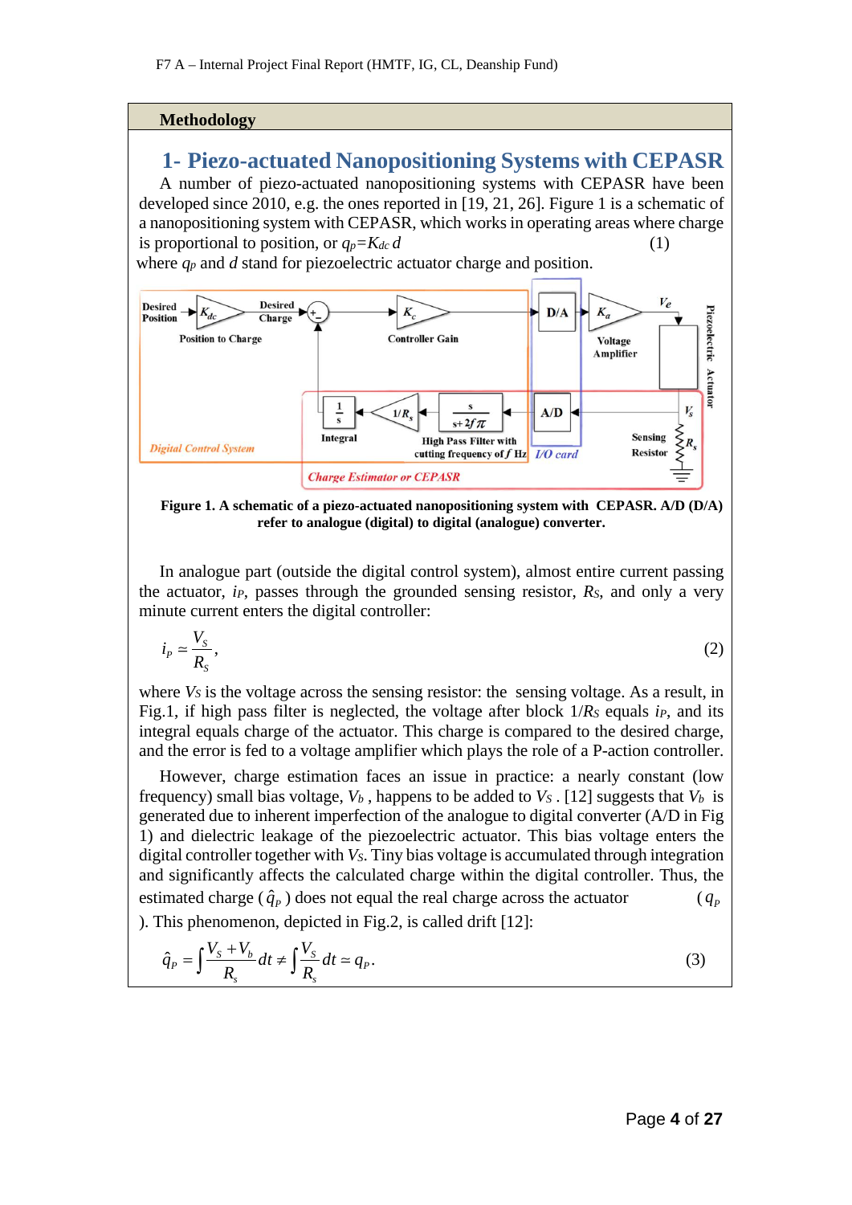## Methodology

### 1- Piezo-actuated Nanopositioning Systems with CEPASR

A number of piezo-actuated nanopositioning systems with CEPASR have been developed since 2010, e.g. the ones reported in [19, 21, 26]. Figure 1 is a schematic of a nanopositioning system with CEPASR, which works in operating areas where charge is proportional to position, or $q_P = K_{dc}\, d$ (1)

where $q_P$ and $d$ stand for piezoelectric actuator charge and position.

**Figure 1. A schematic of a piezo-actuated nanopositioning system with CEPASR. A/D (D/A) refer to analogue (digital) to digital (analogue) converter.**

In analogue part (outside the digital control system), almost entire current passing the actuator, $i_P$, passes through the grounded sensing resistor, $R_S$, and only a very minute current enters the digital controller:

$$i_P \simeq \frac{V_S}{R_S}, \tag{2}$$

where $V_S$ is the voltage across the sensing resistor: the sensing voltage. As a result, in Fig.1, if high pass filter is neglected, the voltage after block $1/R_S$ equals $i_P$, and its integral equals charge of the actuator. This charge is compared to the desired charge, and the error is fed to a voltage amplifier which plays the role of a P-action controller.

However, charge estimation faces an issue in practice: a nearly constant (low frequency) small bias voltage, $V_b$, happens to be added to $V_S$. [12] suggests that $V_b$ is generated due to inherent imperfection of the analogue to digital converter (A/D in Fig 1) and dielectric leakage of the piezoelectric actuator. This bias voltage enters the digital controller together with $V_S$. Tiny bias voltage is accumulated through integration and significantly affects the calculated charge within the digital controller. Thus, the estimated charge ($\hat{q}_P$) does not equal the real charge across the actuator ($q_P$). This phenomenon, depicted in Fig.2, is called drift [12]:

$$\hat{q}_P = \int \frac{V_S + V_b}{R_s} dt \neq \int \frac{V_S}{R_s} dt \simeq q_P. \tag{3}$$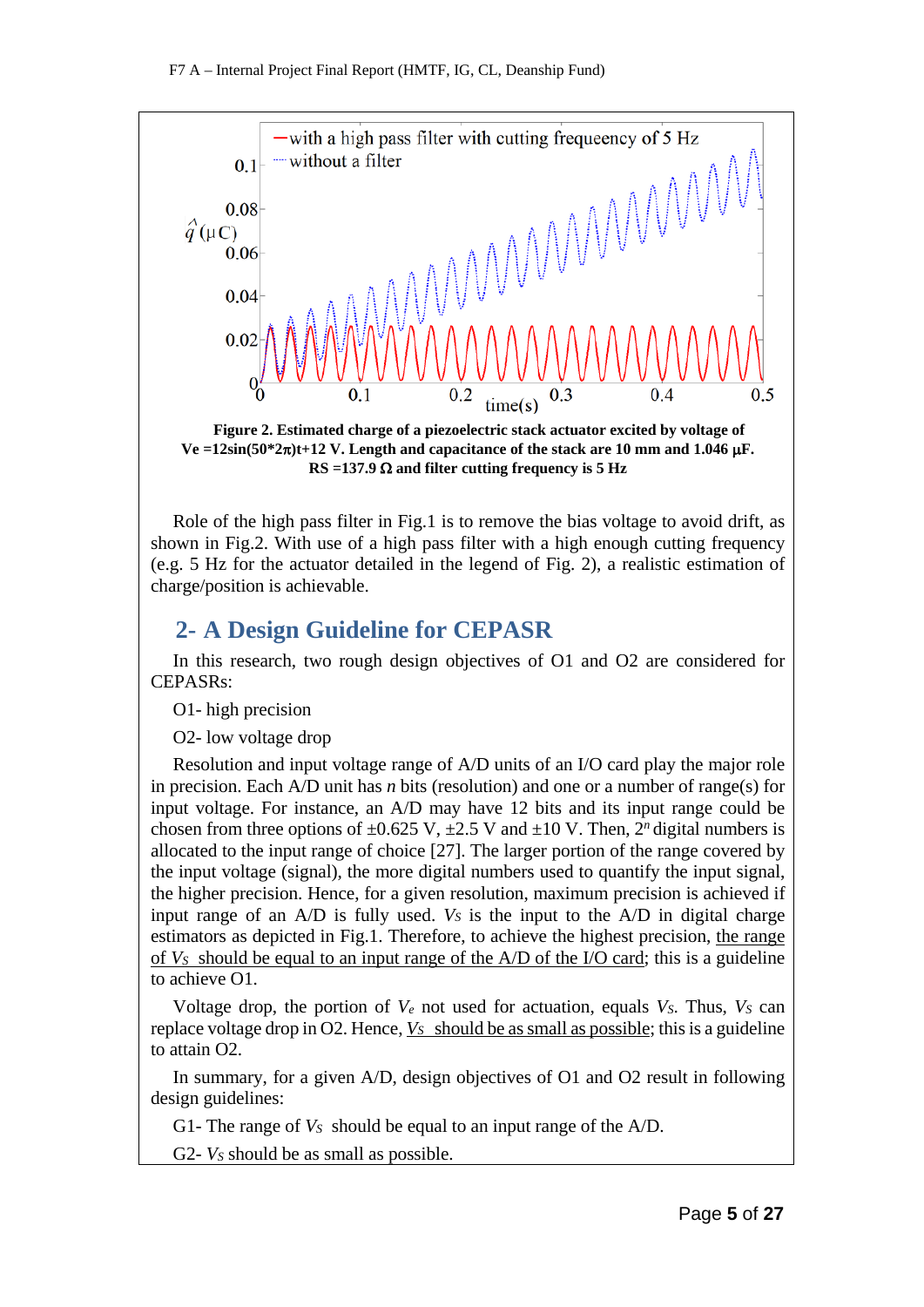**Figure 2. Estimated charge of a piezoelectric stack actuator excited by voltage of Ve =12sin(50*2π)t+12 V. Length and capacitance of the stack are 10 mm and 1.046 μF. RS =137.9 Ω and filter cutting frequency is 5 Hz**

Role of the high pass filter in Fig.1 is to remove the bias voltage to avoid drift, as shown in Fig.2. With use of a high pass filter with a high enough cutting frequency (e.g. 5 Hz for the actuator detailed in the legend of Fig. 2), a realistic estimation of charge/position is achievable.

## 2- A Design Guideline for CEPASR

In this research, two rough design objectives of O1 and O2 are considered for CEPASRs:

O1- high precision

O2- low voltage drop

Resolution and input voltage range of A/D units of an I/O card play the major role in precision. Each A/D unit has *n* bits (resolution) and one or a number of range(s) for input voltage. For instance, an A/D may have 12 bits and its input range could be chosen from three options of ±0.625 V, ±2.5 V and ±10 V. Then, $2^n$ digital numbers is allocated to the input range of choice [27]. The larger portion of the range covered by the input voltage (signal), the more digital numbers used to quantify the input signal, the higher precision. Hence, for a given resolution, maximum precision is achieved if input range of an A/D is fully used. $V_S$ is the input to the A/D in digital charge estimators as depicted in Fig.1. Therefore, to achieve the highest precision, <u>the range of $V_S$ should be equal to an input range of the A/D of the I/O card</u>; this is a guideline to achieve O1.

Voltage drop, the portion of $V_e$ not used for actuation, equals $V_S$. Thus, $V_S$ can replace voltage drop in O2. Hence, <u>$V_S$ should be as small as possible</u>; this is a guideline to attain O2.

In summary, for a given A/D, design objectives of O1 and O2 result in following design guidelines:

G1- The range of $V_S$ should be equal to an input range of the A/D.

G2- $V_S$ should be as small as possible.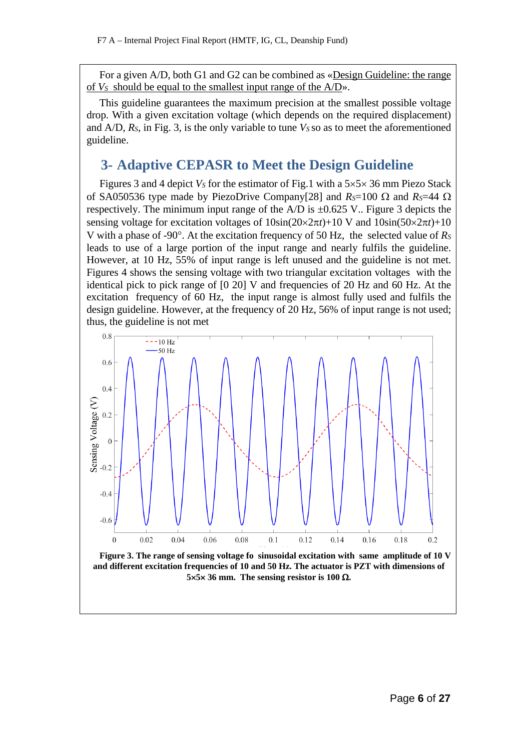For a given A/D, both G1 and G2 can be combined as «Design Guideline: the range of $V_S$ should be equal to the smallest input range of the A/D».

This guideline guarantees the maximum precision at the smallest possible voltage drop. With a given excitation voltage (which depends on the required displacement) and A/D, $R_S$, in Fig. 3, is the only variable to tune $V_S$ so as to meet the aforementioned guideline.

## 3- Adaptive CEPASR to Meet the Design Guideline

Figures 3 and 4 depict $V_S$ for the estimator of Fig.1 with a 5×5× 36 mm Piezo Stack of SA050536 type made by PiezoDrive Company[28] and $R_S$=100 Ω and $R_S$=44 Ω respectively. The minimum input range of the A/D is ±0.625 V.. Figure 3 depicts the sensing voltage for excitation voltages of $10\sin(20\times2\pi t)+10$ V and $10\sin(50\times2\pi t)+10$ V with a phase of -90°. At the excitation frequency of 50 Hz, the selected value of $R_S$ leads to use of a large portion of the input range and nearly fulfils the guideline. However, at 10 Hz, 55% of input range is left unused and the guideline is not met. Figures 4 shows the sensing voltage with two triangular excitation voltages with the identical pick to pick range of [0 20] V and frequencies of 20 Hz and 60 Hz. At the excitation frequency of 60 Hz, the input range is almost fully used and fulfils the design guideline. However, at the frequency of 20 Hz, 56% of input range is not used; thus, the guideline is not met

**Figure 3. The range of sensing voltage fo sinusoidal excitation with same amplitude of 10 V and different excitation frequencies of 10 and 50 Hz. The actuator is PZT with dimensions of 5×5× 36 mm. The sensing resistor is 100 Ω.**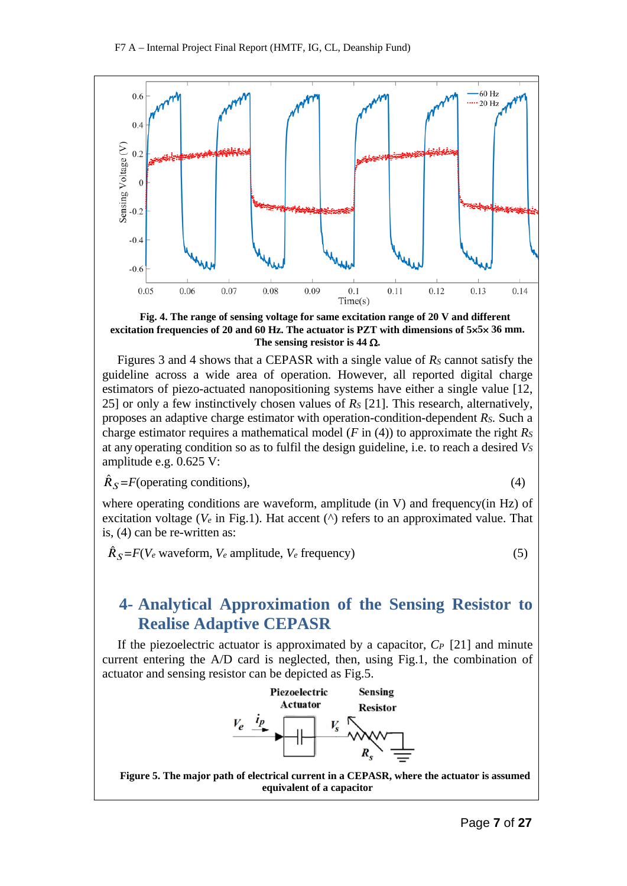**Fig. 4. The range of sensing voltage for same excitation range of 20 V and different excitation frequencies of 20 and 60 Hz. The actuator is PZT with dimensions of 5×5× 36 mm. The sensing resistor is 44 Ω.**

Figures 3 and 4 shows that a CEPASR with a single value of $R_S$ cannot satisfy the guideline across a wide area of operation. However, all reported digital charge estimators of piezo-actuated nanopositioning systems have either a single value [12, 25] or only a few instinctively chosen values of $R_S$ [21]. This research, alternatively, proposes an adaptive charge estimator with operation-condition-dependent $R_S$. Such a charge estimator requires a mathematical model ($F$ in (4)) to approximate the right $R_S$ at any operating condition so as to fulfil the design guideline, i.e. to reach a desired $V_S$ amplitude e.g. 0.625 V:

$$\hat{R}_S = F(\text{operating conditions}), \tag{4}$$

where operating conditions are waveform, amplitude (in V) and frequency(in Hz) of excitation voltage ($V_e$ in Fig.1). Hat accent (^) refers to an approximated value. That is, (4) can be re-written as:

$$\hat{R}_S = F(V_e \text{ waveform, } V_e \text{ amplitude, } V_e \text{ frequency}) \tag{5}$$

## 4- Analytical Approximation of the Sensing Resistor to Realise Adaptive CEPASR

If the piezoelectric actuator is approximated by a capacitor, $C_P$ [21] and minute current entering the A/D card is neglected, then, using Fig.1, the combination of actuator and sensing resistor can be depicted as Fig.5.

**Figure 5. The major path of electrical current in a CEPASR, where the actuator is assumed equivalent of a capacitor**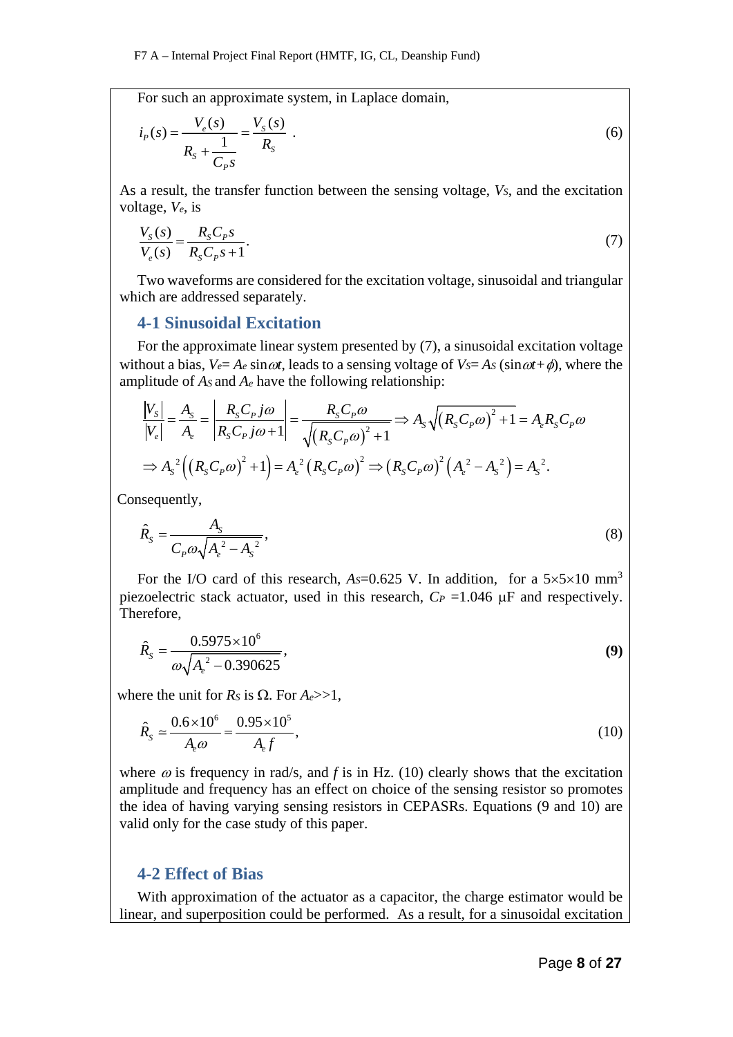For such an approximate system, in Laplace domain,

$$i_P(s) = \frac{V_e(s)}{R_S + \frac{1}{C_P s}} = \frac{V_S(s)}{R_S} \quad . \tag{6}$$

As a result, the transfer function between the sensing voltage, $V_S$, and the excitation voltage, $V_e$, is

$$\frac{V_S(s)}{V_e(s)} = \frac{R_S C_P s}{R_S C_P s + 1}. \tag{7}$$

Two waveforms are considered for the excitation voltage, sinusoidal and triangular which are addressed separately.

## 4-1 Sinusoidal Excitation

For the approximate linear system presented by (7), a sinusoidal excitation voltage without a bias, $V_e = A_e \sin\omega t$, leads to a sensing voltage of $V_S = A_S(\sin\omega t + \phi)$, where the amplitude of $A_S$ and $A_e$ have the following relationship:

$$\frac{|V_S|}{|V_e|} = \frac{A_S}{A_e} = \left|\frac{R_S C_P j\omega}{R_S C_P j\omega + 1}\right| = \frac{R_S C_P \omega}{\sqrt{(R_S C_P \omega)^2 + 1}} \Rightarrow A_S \sqrt{(R_S C_P \omega)^2 + 1} = A_e R_S C_P \omega$$

$$\Rightarrow A_S^{\,2}\left((R_S C_P \omega)^2 + 1\right) = A_e^{\,2}(R_S C_P \omega)^2 \Rightarrow (R_S C_P \omega)^2\left(A_e^{\,2} - A_S^{\,2}\right) = A_S^{\,2}.$$

Consequently,

$$\hat{R}_S = \frac{A_S}{C_P \omega \sqrt{A_e^{\,2} - A_S^{\,2}}}, \tag{8}$$

For the I/O card of this research, $A_S$=0.625 V. In addition, for a 5×5×10 mm$^3$ piezoelectric stack actuator, used in this research, $C_P$ =1.046 μF and respectively. Therefore,

$$\hat{R}_S = \frac{0.5975 \times 10^6}{\omega \sqrt{A_e^{\,2} - 0.390625}}, \tag{9}$$

where the unit for $R_S$ is Ω. For $A_e$>>1,

$$\hat{R}_S \simeq \frac{0.6 \times 10^6}{A_e \omega} = \frac{0.95 \times 10^5}{A_e f}, \tag{10}$$

where $\omega$ is frequency in rad/s, and $f$ is in Hz. (10) clearly shows that the excitation amplitude and frequency has an effect on choice of the sensing resistor so promotes the idea of having varying sensing resistors in CEPASRs. Equations (9 and 10) are valid only for the case study of this paper.

## 4-2 Effect of Bias

With approximation of the actuator as a capacitor, the charge estimator would be linear, and superposition could be performed. As a result, for a sinusoidal excitation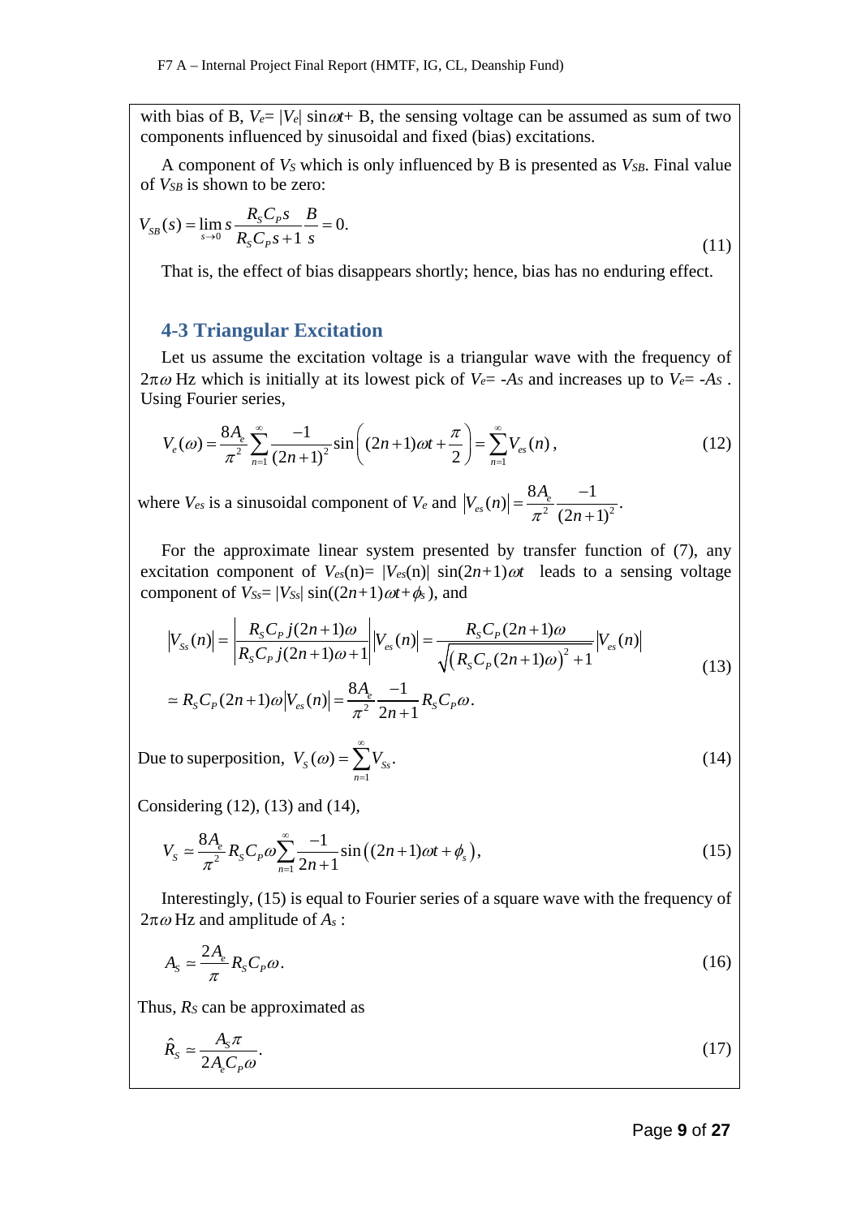with bias of B, $V_e = |V_e| \sin\omega t +$ B, the sensing voltage can be assumed as sum of two components influenced by sinusoidal and fixed (bias) excitations.

A component of $V_S$ which is only influenced by B is presented as $V_{SB}$. Final value of $V_{SB}$ is shown to be zero:

$$V_{SB}(s) = \lim_{s \to 0} s \frac{R_S C_P s}{R_S C_P s + 1} \frac{B}{s} = 0. \tag{11}$$

That is, the effect of bias disappears shortly; hence, bias has no enduring effect.

### 4-3 Triangular Excitation

Let us assume the excitation voltage is a triangular wave with the frequency of $2\pi\omega$ Hz which is initially at its lowest pick of $V_e = -A_S$ and increases up to $V_e = -A_S$ . Using Fourier series,

$$V_e(\omega) = \frac{8A_e}{\pi^2} \sum_{n=1}^{\infty} \frac{-1}{(2n+1)^2} \sin\left( (2n+1)\omega t + \frac{\pi}{2} \right) = \sum_{n=1}^{\infty} V_{es}(n), \tag{12}$$

where $V_{es}$ is a sinusoidal component of $V_e$ and $\left|V_{es}(n)\right| = \frac{8A_e}{\pi^2} \frac{-1}{(2n+1)^2}$.

For the approximate linear system presented by transfer function of (7), any excitation component of $V_{es}(n) = |V_{es}(n)| \sin(2n+1)\omega t$ leads to a sensing voltage component of $V_{Ss} = |V_{Ss}| \sin((2n+1)\omega t + \phi_S)$, and

$$\begin{aligned} \left|V_{Ss}(n)\right| &= \left| \frac{R_S C_P j(2n+1)\omega}{R_S C_P j(2n+1)\omega + 1} \right| \left|V_{es}(n)\right| = \frac{R_S C_P (2n+1)\omega}{\sqrt{\left(R_S C_P (2n+1)\omega\right)^2 + 1}} \left|V_{es}(n)\right| \\ &\simeq R_S C_P (2n+1)\omega \left|V_{es}(n)\right| = \frac{8A_e}{\pi^2} \frac{-1}{2n+1} R_S C_P \omega. \end{aligned} \tag{13}$$

Due to superposition, $V_S(\omega) = \sum_{n=1}^{\infty} V_{Ss}$. (14)

Considering (12), (13) and (14),

$$V_S \simeq \frac{8A_e}{\pi^2} R_S C_P \omega \sum_{n=1}^{\infty} \frac{-1}{2n+1} \sin\left( (2n+1)\omega t + \phi_s \right), \tag{15}$$

Interestingly, (15) is equal to Fourier series of a square wave with the frequency of $2\pi\omega$ Hz and amplitude of $A_s$ :

$$A_S \simeq \frac{2A_e}{\pi} R_S C_P \omega. \tag{16}$$

Thus, $R_S$ can be approximated as

$$\hat{R}_S \simeq \frac{A_S \pi}{2A_e C_P \omega}. \tag{17}$$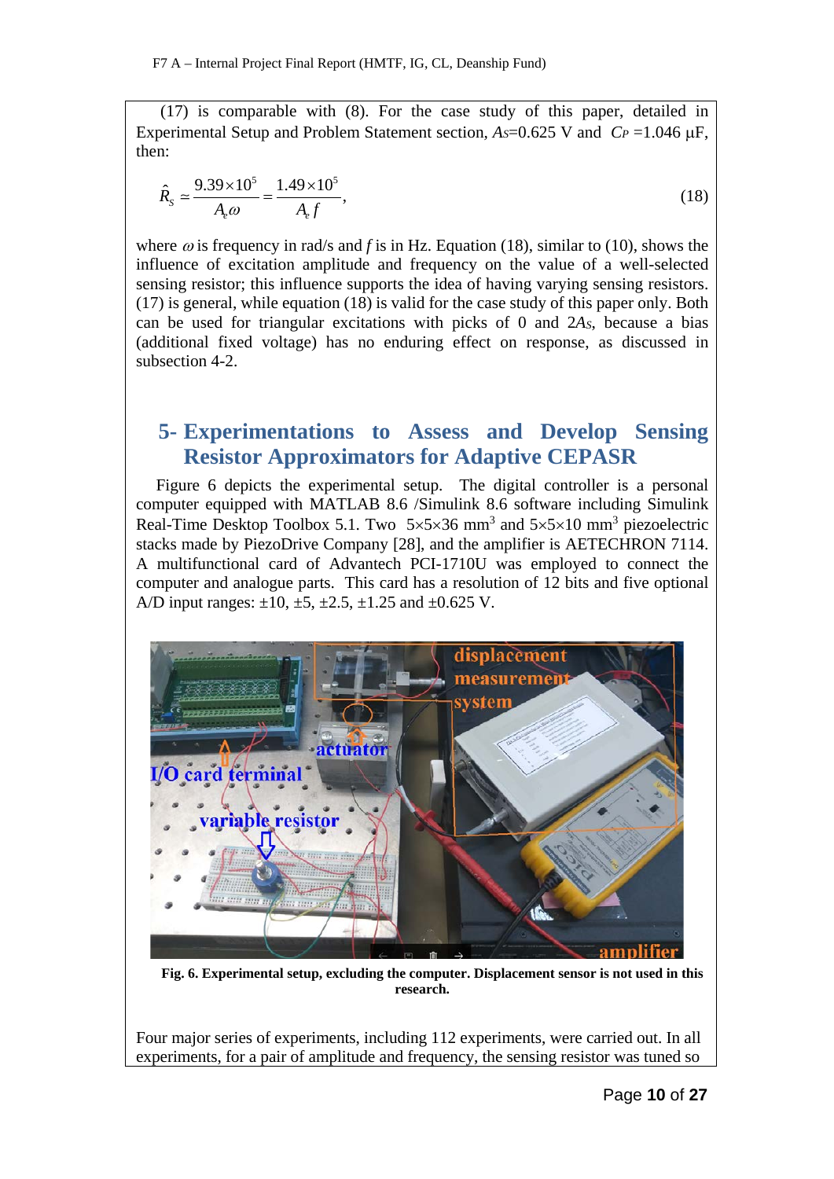(17) is comparable with (8). For the case study of this paper, detailed in Experimental Setup and Problem Statement section, $A_S$=0.625 V and $C_P$ =1.046 μF, then:

$$\hat{R}_S \simeq \frac{9.39\times10^5}{A_e\omega} = \frac{1.49\times10^5}{A_e f}, \tag{18}$$

where $\omega$ is frequency in rad/s and $f$ is in Hz. Equation (18), similar to (10), shows the influence of excitation amplitude and frequency on the value of a well-selected sensing resistor; this influence supports the idea of having varying sensing resistors. (17) is general, while equation (18) is valid for the case study of this paper only. Both can be used for triangular excitations with picks of 0 and $2A_S$, because a bias (additional fixed voltage) has no enduring effect on response, as discussed in subsection 4-2.

## 5- Experimentations to Assess and Develop Sensing Resistor Approximators for Adaptive CEPASR

Figure 6 depicts the experimental setup. The digital controller is a personal computer equipped with MATLAB 8.6 /Simulink 8.6 software including Simulink Real-Time Desktop Toolbox 5.1. Two $5\times5\times36$ mm$^3$ and $5\times5\times10$ mm$^3$ piezoelectric stacks made by PiezoDrive Company [28], and the amplifier is AETECHRON 7114. A multifunctional card of Advantech PCI-1710U was employed to connect the computer and analogue parts. This card has a resolution of 12 bits and five optional A/D input ranges: ±10, ±5, ±2.5, ±1.25 and ±0.625 V.

**Fig. 6. Experimental setup, excluding the computer. Displacement sensor is not used in this research.**

Four major series of experiments, including 112 experiments, were carried out. In all experiments, for a pair of amplitude and frequency, the sensing resistor was tuned so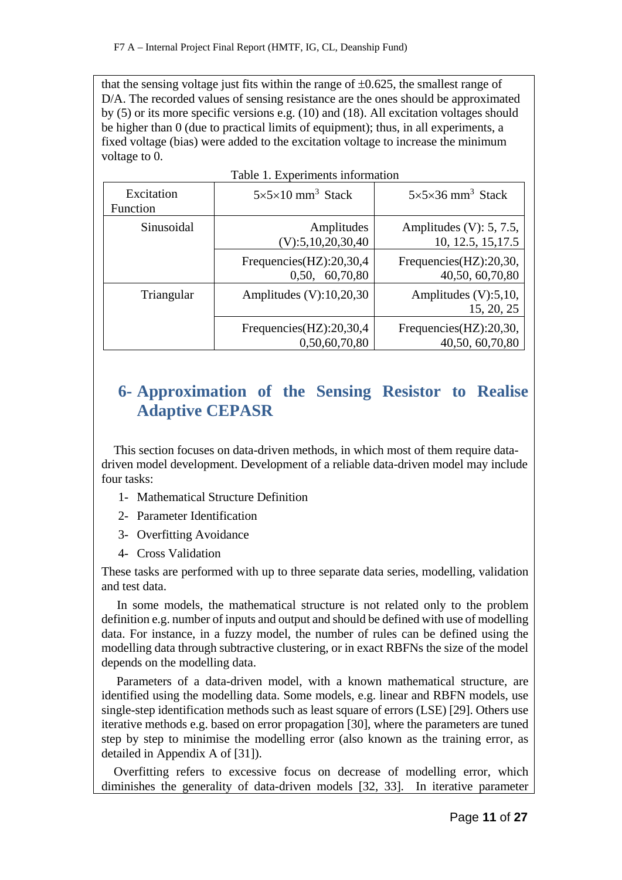that the sensing voltage just fits within the range of ±0.625, the smallest range of D/A. The recorded values of sensing resistance are the ones should be approximated by (5) or its more specific versions e.g. (10) and (18). All excitation voltages should be higher than 0 (due to practical limits of equipment); thus, in all experiments, a fixed voltage (bias) were added to the excitation voltage to increase the minimum voltage to 0.

Table 1. Experiments information

| Excitation Function | $5\times5\times10$ mm$^3$ Stack | $5\times5\times36$ mm$^3$ Stack |
|---|---|---|
| Sinusoidal | Amplitudes (V):5,10,20,30,40 | Amplitudes (V): 5, 7.5, 10, 12.5, 15,17.5 |
| | Frequencies(HZ):20,30,40,50, 60,70,80 | Frequencies(HZ):20,30, 40,50, 60,70,80 |
| Triangular | Amplitudes (V):10,20,30 | Amplitudes (V):5,10, 15, 20, 25 |
| | Frequencies(HZ):20,30,40,50,60,70,80 | Frequencies(HZ):20,30, 40,50, 60,70,80 |

# 6- Approximation of the Sensing Resistor to Realise Adaptive CEPASR

This section focuses on data-driven methods, in which most of them require data-driven model development. Development of a reliable data-driven model may include four tasks:

1- Mathematical Structure Definition

2- Parameter Identification

3- Overfitting Avoidance

4- Cross Validation

These tasks are performed with up to three separate data series, modelling, validation and test data.

In some models, the mathematical structure is not related only to the problem definition e.g. number of inputs and output and should be defined with use of modelling data. For instance, in a fuzzy model, the number of rules can be defined using the modelling data through subtractive clustering, or in exact RBFNs the size of the model depends on the modelling data.

Parameters of a data-driven model, with a known mathematical structure, are identified using the modelling data. Some models, e.g. linear and RBFN models, use single-step identification methods such as least square of errors (LSE) [29]. Others use iterative methods e.g. based on error propagation [30], where the parameters are tuned step by step to minimise the modelling error (also known as the training error, as detailed in Appendix A of [31]).

Overfitting refers to excessive focus on decrease of modelling error, which diminishes the generality of data-driven models [32, 33]. In iterative parameter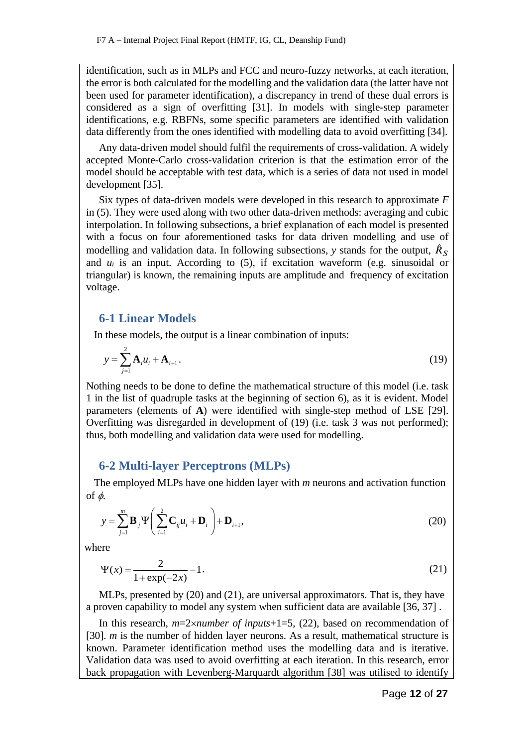identification, such as in MLPs and FCC and neuro-fuzzy networks, at each iteration, the error is both calculated for the modelling and the validation data (the latter have not been used for parameter identification), a discrepancy in trend of these dual errors is considered as a sign of overfitting [31]. In models with single-step parameter identifications, e.g. RBFNs, some specific parameters are identified with validation data differently from the ones identified with modelling data to avoid overfitting [34].

Any data-driven model should fulfil the requirements of cross-validation. A widely accepted Monte-Carlo cross-validation criterion is that the estimation error of the model should be acceptable with test data, which is a series of data not used in model development [35].

Six types of data-driven models were developed in this research to approximate $F$ in (5). They were used along with two other data-driven methods: averaging and cubic interpolation. In following subsections, a brief explanation of each model is presented with a focus on four aforementioned tasks for data driven modelling and use of modelling and validation data. In following subsections, $y$ stands for the output, $\hat{R}_S$ and $u_i$ is an input. According to (5), if excitation waveform (e.g. sinusoidal or triangular) is known, the remaining inputs are amplitude and frequency of excitation voltage.

## 6-1 Linear Models

In these models, the output is a linear combination of inputs:

$$y = \sum_{j=1}^{2} \mathbf{A}_i u_i + \mathbf{A}_{i+1}. \tag{19}$$

Nothing needs to be done to define the mathematical structure of this model (i.e. task 1 in the list of quadruple tasks at the beginning of section 6), as it is evident. Model parameters (elements of **A**) were identified with single-step method of LSE [29]. Overfitting was disregarded in development of (19) (i.e. task 3 was not performed); thus, both modelling and validation data were used for modelling.

## 6-2 Multi-layer Perceptrons (MLPs)

The employed MLPs have one hidden layer with $m$ neurons and activation function of $\phi$.

$$y = \sum_{j=1}^{m} \mathbf{B}_j \Psi\left( \sum_{i=1}^{2} \mathbf{C}_{ij} u_i + \mathbf{D}_i \right) + \mathbf{D}_{i+1}, \tag{20}$$

where

$$\Psi(x) = \frac{2}{1+\exp(-2x)} - 1. \tag{21}$$

MLPs, presented by (20) and (21), are universal approximators. That is, they have a proven capability to model any system when sufficient data are available [36, 37] .

In this research, $m=2\times$*number of inputs*$+1=5$, (22), based on recommendation of [30]. $m$ is the number of hidden layer neurons. As a result, mathematical structure is known. Parameter identification method uses the modelling data and is iterative. Validation data was used to avoid overfitting at each iteration. In this research, error back propagation with Levenberg-Marquardt algorithm [38] was utilised to identify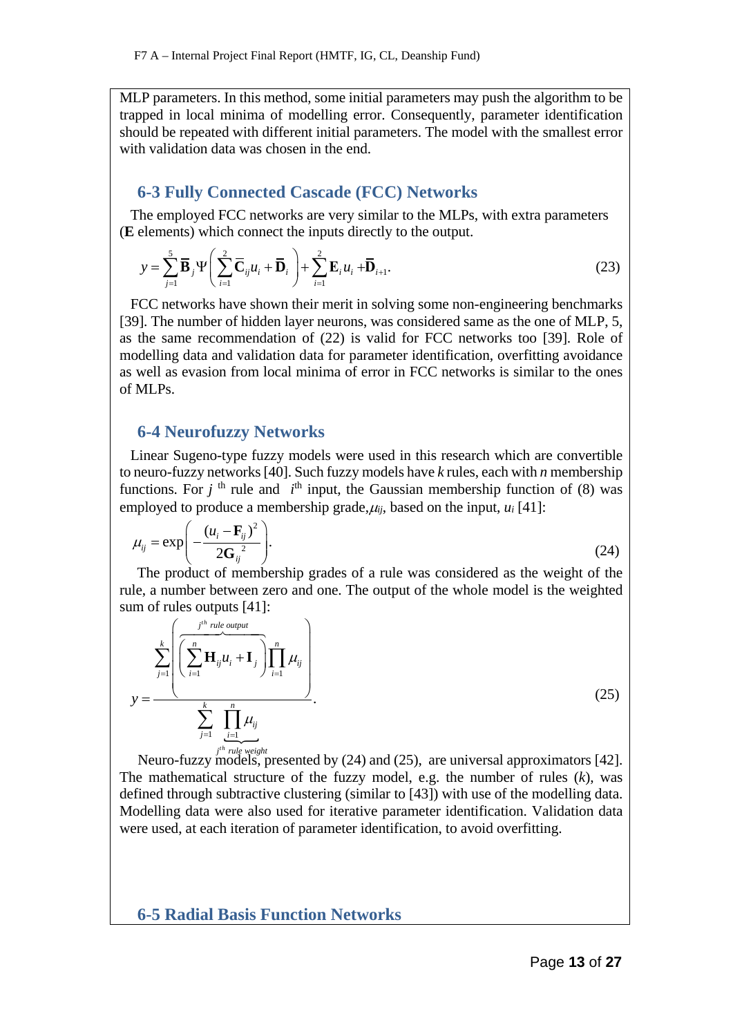MLP parameters. In this method, some initial parameters may push the algorithm to be trapped in local minima of modelling error. Consequently, parameter identification should be repeated with different initial parameters. The model with the smallest error with validation data was chosen in the end.

## 6-3 Fully Connected Cascade (FCC) Networks

The employed FCC networks are very similar to the MLPs, with extra parameters (**E** elements) which connect the inputs directly to the output.

$$y = \sum_{j=1}^{5} \overline{\mathbf{B}}_j \Psi\left( \sum_{i=1}^{2} \overline{\mathbf{C}}_{ij} u_i + \overline{\mathbf{D}}_i \right) + \sum_{i=1}^{2} \mathbf{E}_i u_i + \overline{\mathbf{D}}_{i+1}. \tag{23}$$

FCC networks have shown their merit in solving some non-engineering benchmarks [39]. The number of hidden layer neurons, was considered same as the one of MLP, 5, as the same recommendation of (22) is valid for FCC networks too [39]. Role of modelling data and validation data for parameter identification, overfitting avoidance as well as evasion from local minima of error in FCC networks is similar to the ones of MLPs.

## 6-4 Neurofuzzy Networks

Linear Sugeno-type fuzzy models were used in this research which are convertible to neuro-fuzzy networks [40]. Such fuzzy models have *k* rules, each with *n* membership functions. For $j^{\text{th}}$ rule and $i^{\text{th}}$ input, the Gaussian membership function of (8) was employed to produce a membership grade, $\mu_{ij}$, based on the input, $u_i$ [41]:

$$\mu_{ij} = \exp\left( -\frac{(u_i - \mathbf{F}_{ij})^2}{2\mathbf{G}_{ij}^{\ 2}} \right). \tag{24}$$

The product of membership grades of a rule was considered as the weight of the rule, a number between zero and one. The output of the whole model is the weighted sum of rules outputs [41]:

$$y = \frac{\displaystyle\sum_{j=1}^{k} \left( \overbrace{\left( \sum_{i=1}^{n} \mathbf{H}_{ij} u_i + \mathbf{I}_j \right)}^{j^{th} \text{ rule output}} \prod_{i=1}^{n} \mu_{ij} \right)}{\displaystyle\sum_{j=1}^{k} \underbrace{\prod_{i=1}^{n} \mu_{ij}}_{j^{th} \text{ rule weight}}}. \tag{25}$$

Neuro-fuzzy models, presented by (24) and (25), are universal approximators [42]. The mathematical structure of the fuzzy model, e.g. the number of rules (*k*), was defined through subtractive clustering (similar to [43]) with use of the modelling data. Modelling data were also used for iterative parameter identification. Validation data were used, at each iteration of parameter identification, to avoid overfitting.

## 6-5 Radial Basis Function Networks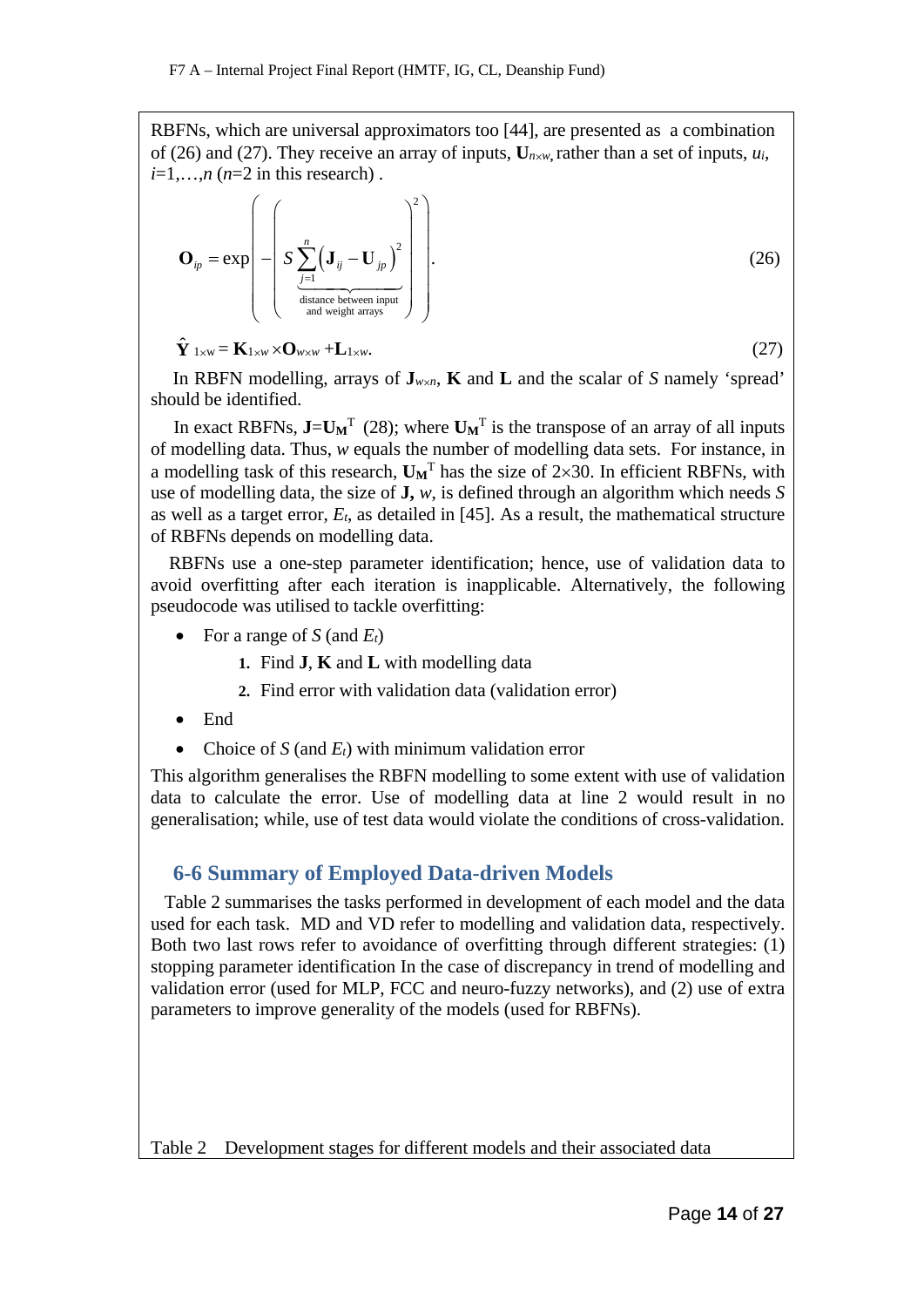RBFNs, which are universal approximators too [44], are presented as a combination of (26) and (27). They receive an array of inputs, $\mathbf{U}_{n\times w}$, rather than a set of inputs, $u_i$, $i$=1,…,$n$ ($n$=2 in this research) .

$$\mathbf{O}_{ip} = \exp\left( -\left( S \underbrace{\sum_{j=1}^{n} \left( \mathbf{J}_{ij} - \mathbf{U}_{jp} \right)^2}_{\text{distance between input and weight arrays}} \right)^2 \right). \tag{26}$$

$$\hat{\mathbf{Y}}_{1\times w} = \mathbf{K}_{1\times w} \times \mathbf{O}_{w\times w} + \mathbf{L}_{1\times w}. \tag{27}$$

In RBFN modelling, arrays of $\mathbf{J}_{w\times n}$, $\mathbf{K}$ and $\mathbf{L}$ and the scalar of $S$ namely 'spread' should be identified.

In exact RBFNs, $\mathbf{J}=\mathbf{U_M}^{\mathrm{T}}$ (28); where $\mathbf{U_M}^{\mathrm{T}}$ is the transpose of an array of all inputs of modelling data. Thus, $w$ equals the number of modelling data sets. For instance, in a modelling task of this research, $\mathbf{U_M}^{\mathrm{T}}$ has the size of $2\times30$. In efficient RBFNs, with use of modelling data, the size of $\mathbf{J}$, $w$, is defined through an algorithm which needs $S$ as well as a target error, $E_t$, as detailed in [45]. As a result, the mathematical structure of RBFNs depends on modelling data.

RBFNs use a one-step parameter identification; hence, use of validation data to avoid overfitting after each iteration is inapplicable. Alternatively, the following pseudocode was utilised to tackle overfitting:

- For a range of $S$ (and $E_t$)
    1. Find **J**, **K** and **L** with modelling data
    2. Find error with validation data (validation error)
- End
- Choice of $S$ (and $E_t$) with minimum validation error

This algorithm generalises the RBFN modelling to some extent with use of validation data to calculate the error. Use of modelling data at line 2 would result in no generalisation; while, use of test data would violate the conditions of cross-validation.

## 6-6 Summary of Employed Data-driven Models

Table 2 summarises the tasks performed in development of each model and the data used for each task. MD and VD refer to modelling and validation data, respectively. Both two last rows refer to avoidance of overfitting through different strategies: (1) stopping parameter identification In the case of discrepancy in trend of modelling and validation error (used for MLP, FCC and neuro-fuzzy networks), and (2) use of extra parameters to improve generality of the models (used for RBFNs).

Table 2 Development stages for different models and their associated data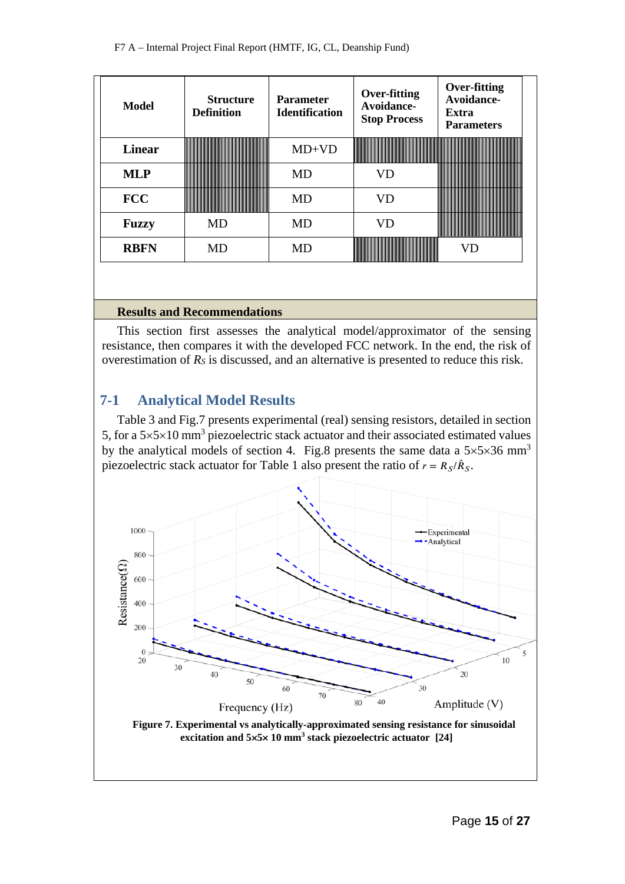| Model | Structure Definition | Parameter Identification | Over-fitting Avoidance-Stop Process | Over-fitting Avoidance-Extra Parameters |
|---|---|---|---|---|
| **Linear** | | MD+VD | | |
| **MLP** | | MD | VD | |
| **FCC** | | MD | VD | |
| **Fuzzy** | MD | MD | VD | |
| **RBFN** | MD | MD | | VD |

## Results and Recommendations

This section first assesses the analytical model/approximator of the sensing resistance, then compares it with the developed FCC network. In the end, the risk of overestimation of $R_S$ is discussed, and an alternative is presented to reduce this risk.

## 7-1 Analytical Model Results

Table 3 and Fig.7 presents experimental (real) sensing resistors, detailed in section 5, for a 5×5×10 $mm^3$ piezoelectric stack actuator and their associated estimated values by the analytical models of section 4. Fig.8 presents the same data a 5×5×36 $mm^3$ piezoelectric stack actuator for Table 1 also present the ratio of $r = R_S/\hat{R}_S$.

**Figure 7. Experimental vs analytically-approximated sensing resistance for sinusoidal excitation and 5×5× 10 $mm^3$ stack piezoelectric actuator [24]**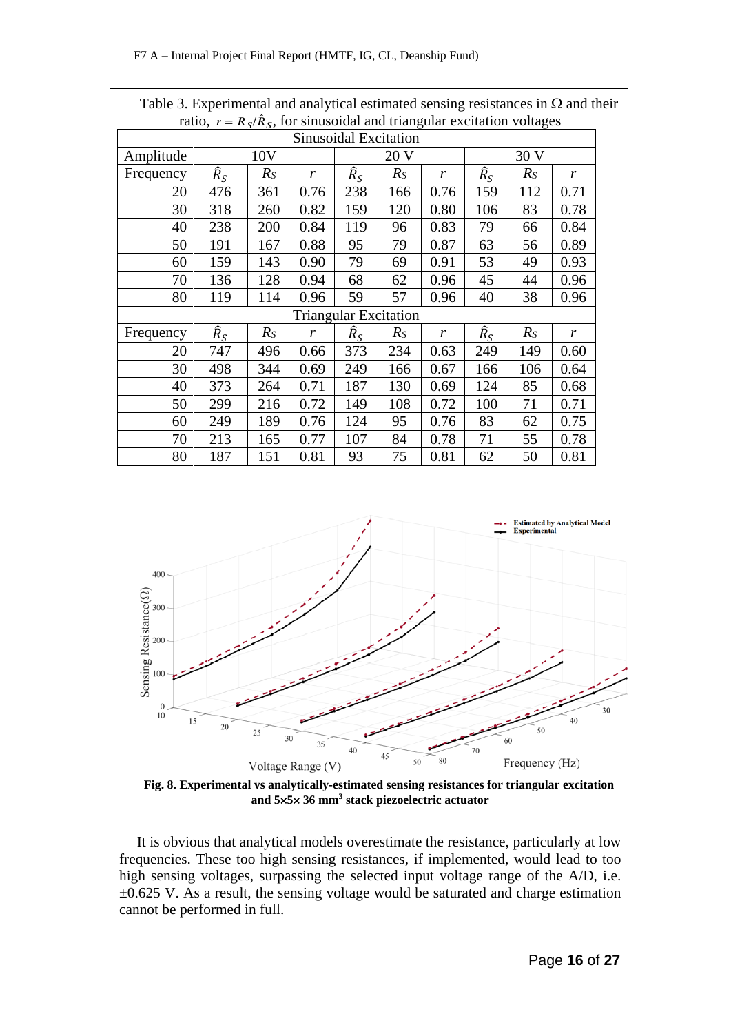Table 3. Experimental and analytical estimated sensing resistances in Ω and their ratio, $r = R_S/\hat{R}_S$, for sinusoidal and triangular excitation voltages

| Sinusoidal Excitation | | | | | | | | | |
|---|---|---|---|---|---|---|---|---|---|
| Amplitude | 10V | | | 20 V | | | 30 V | | |
| Frequency | $\hat{R}_S$ | $R_S$ | $r$ | $\hat{R}_S$ | $R_S$ | $r$ | $\hat{R}_S$ | $R_S$ | $r$ |
| 20 | 476 | 361 | 0.76 | 238 | 166 | 0.76 | 159 | 112 | 0.71 |
| 30 | 318 | 260 | 0.82 | 159 | 120 | 0.80 | 106 | 83 | 0.78 |
| 40 | 238 | 200 | 0.84 | 119 | 96 | 0.83 | 79 | 66 | 0.84 |
| 50 | 191 | 167 | 0.88 | 95 | 79 | 0.87 | 63 | 56 | 0.89 |
| 60 | 159 | 143 | 0.90 | 79 | 69 | 0.91 | 53 | 49 | 0.93 |
| 70 | 136 | 128 | 0.94 | 68 | 62 | 0.96 | 45 | 44 | 0.96 |
| 80 | 119 | 114 | 0.96 | 59 | 57 | 0.96 | 40 | 38 | 0.96 |
| Triangular Excitation | | | | | | | | | |
| Frequency | $\hat{R}_S$ | $R_S$ | $r$ | $\hat{R}_S$ | $R_S$ | $r$ | $\hat{R}_S$ | $R_S$ | $r$ |
| 20 | 747 | 496 | 0.66 | 373 | 234 | 0.63 | 249 | 149 | 0.60 |
| 30 | 498 | 344 | 0.69 | 249 | 166 | 0.67 | 166 | 106 | 0.64 |
| 40 | 373 | 264 | 0.71 | 187 | 130 | 0.69 | 124 | 85 | 0.68 |
| 50 | 299 | 216 | 0.72 | 149 | 108 | 0.72 | 100 | 71 | 0.71 |
| 60 | 249 | 189 | 0.76 | 124 | 95 | 0.76 | 83 | 62 | 0.75 |
| 70 | 213 | 165 | 0.77 | 107 | 84 | 0.78 | 71 | 55 | 0.78 |
| 80 | 187 | 151 | 0.81 | 93 | 75 | 0.81 | 62 | 50 | 0.81 |

**Fig. 8. Experimental vs analytically-estimated sensing resistances for triangular excitation and 5×5× 36 mm[3] stack piezoelectric actuator**

It is obvious that analytical models overestimate the resistance, particularly at low frequencies. These too high sensing resistances, if implemented, would lead to too high sensing voltages, surpassing the selected input voltage range of the A/D, i.e. ±0.625 V. As a result, the sensing voltage would be saturated and charge estimation cannot be performed in full.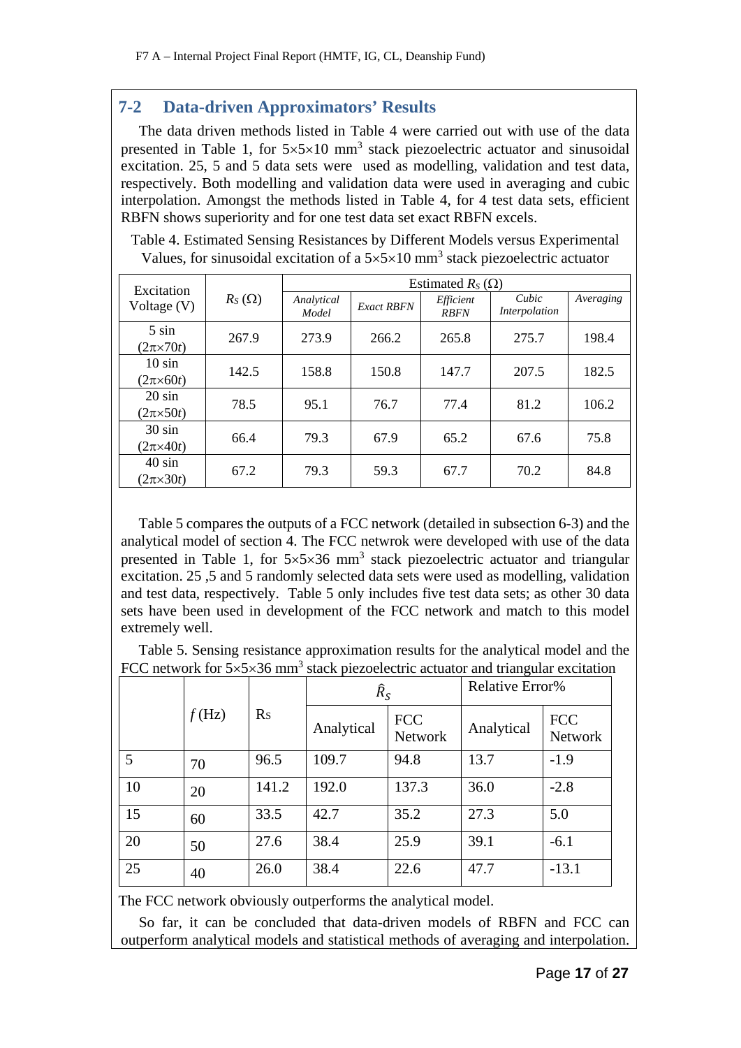## 7-2 Data-driven Approximators' Results

The data driven methods listed in Table 4 were carried out with use of the data presented in Table 1, for 5×5×10 mm$^3$ stack piezoelectric actuator and sinusoidal excitation. 25, 5 and 5 data sets were used as modelling, validation and test data, respectively. Both modelling and validation data were used in averaging and cubic interpolation. Amongst the methods listed in Table 4, for 4 test data sets, efficient RBFN shows superiority and for one test data set exact RBFN excels.

Table 4. Estimated Sensing Resistances by Different Models versus Experimental Values, for sinusoidal excitation of a 5×5×10 mm$^3$ stack piezoelectric actuator

| Excitation Voltage (V) | $R_S$ (Ω) | Estimated $R_S$ (Ω) | | | | |
|---|---|---|---|---|---|---|
| | | *Analytical Model* | *Exact RBFN* | *Efficient RBFN* | *Cubic Interpolation* | *Averaging* |
| 5 sin (2π×70*t*) | 267.9 | 273.9 | 266.2 | 265.8 | 275.7 | 198.4 |
| 10 sin (2π×60*t*) | 142.5 | 158.8 | 150.8 | 147.7 | 207.5 | 182.5 |
| 20 sin (2π×50*t*) | 78.5 | 95.1 | 76.7 | 77.4 | 81.2 | 106.2 |
| 30 sin (2π×40*t*) | 66.4 | 79.3 | 67.9 | 65.2 | 67.6 | 75.8 |
| 40 sin (2π×30*t*) | 67.2 | 79.3 | 59.3 | 67.7 | 70.2 | 84.8 |

Table 5 compares the outputs of a FCC network (detailed in subsection 6-3) and the analytical model of section 4. The FCC netwrok were developed with use of the data presented in Table 1, for 5×5×36 mm$^3$ stack piezoelectric actuator and triangular excitation. 25 ,5 and 5 randomly selected data sets were used as modelling, validation and test data, respectively. Table 5 only includes five test data sets; as other 30 data sets have been used in development of the FCC network and match to this model extremely well.

Table 5. Sensing resistance approximation results for the analytical model and the FCC network for 5×5×36 mm$^3$ stack piezoelectric actuator and triangular excitation

| | *f* (Hz) | Rs | $\hat{R}_S$ | | Relative Error% | |
|---|---|---|---|---|---|---|
| | | | Analytical | FCC Network | Analytical | FCC Network |
| 5 | 70 | 96.5 | 109.7 | 94.8 | 13.7 | -1.9 |
| 10 | 20 | 141.2 | 192.0 | 137.3 | 36.0 | -2.8 |
| 15 | 60 | 33.5 | 42.7 | 35.2 | 27.3 | 5.0 |
| 20 | 50 | 27.6 | 38.4 | 25.9 | 39.1 | -6.1 |
| 25 | 40 | 26.0 | 38.4 | 22.6 | 47.7 | -13.1 |

The FCC network obviously outperforms the analytical model.

So far, it can be concluded that data-driven models of RBFN and FCC can outperform analytical models and statistical methods of averaging and interpolation.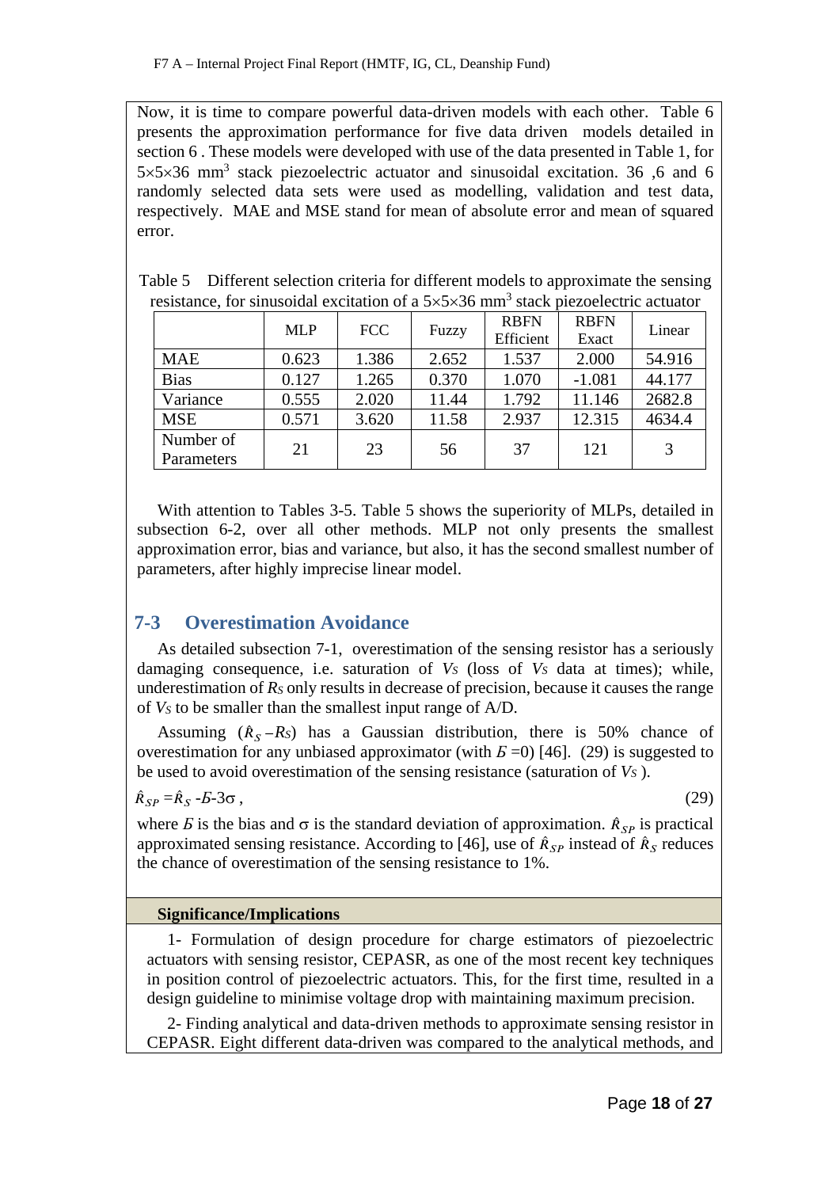Now, it is time to compare powerful data-driven models with each other. Table 6 presents the approximation performance for five data driven models detailed in section 6 . These models were developed with use of the data presented in Table 1, for $5\times5\times36$ mm$^3$ stack piezoelectric actuator and sinusoidal excitation. 36 ,6 and 6 randomly selected data sets were used as modelling, validation and test data, respectively. MAE and MSE stand for mean of absolute error and mean of squared error.

Table 5 Different selection criteria for different models to approximate the sensing resistance, for sinusoidal excitation of a $5\times5\times36$ mm$^3$ stack piezoelectric actuator

| | MLP | FCC | Fuzzy | RBFN Efficient | RBFN Exact | Linear |
|---|---|---|---|---|---|---|
| MAE | 0.623 | 1.386 | 2.652 | 1.537 | 2.000 | 54.916 |
| Bias | 0.127 | 1.265 | 0.370 | 1.070 | -1.081 | 44.177 |
| Variance | 0.555 | 2.020 | 11.44 | 1.792 | 11.146 | 2682.8 |
| MSE | 0.571 | 3.620 | 11.58 | 2.937 | 12.315 | 4634.4 |
| Number of Parameters | 21 | 23 | 56 | 37 | 121 | 3 |

With attention to Tables 3-5. Table 5 shows the superiority of MLPs, detailed in subsection 6-2, over all other methods. MLP not only presents the smallest approximation error, bias and variance, but also, it has the second smallest number of parameters, after highly imprecise linear model.

## 7-3 Overestimation Avoidance

As detailed subsection 7-1, overestimation of the sensing resistor has a seriously damaging consequence, i.e. saturation of $V_S$ (loss of $V_S$ data at times); while, underestimation of $R_S$ only results in decrease of precision, because it causes the range of $V_S$ to be smaller than the smallest input range of A/D.

Assuming ($\hat{R}_S - R_S$) has a Gaussian distribution, there is 50% chance of overestimation for any unbiased approximator (with $Б=0$) [46]. (29) is suggested to be used to avoid overestimation of the sensing resistance (saturation of $V_S$ ).

$$\hat{R}_{SP} = \hat{R}_S - Б - 3\sigma \,, \tag{29}$$

where $Б$ is the bias and $\sigma$ is the standard deviation of approximation. $\hat{R}_{SP}$ is practical approximated sensing resistance. According to [46], use of $\hat{R}_{SP}$ instead of $\hat{R}_S$ reduces the chance of overestimation of the sensing resistance to 1%.

**Significance/Implications**

1- Formulation of design procedure for charge estimators of piezoelectric actuators with sensing resistor, CEPASR, as one of the most recent key techniques in position control of piezoelectric actuators. This, for the first time, resulted in a design guideline to minimise voltage drop with maintaining maximum precision.

2- Finding analytical and data-driven methods to approximate sensing resistor in CEPASR. Eight different data-driven was compared to the analytical methods, and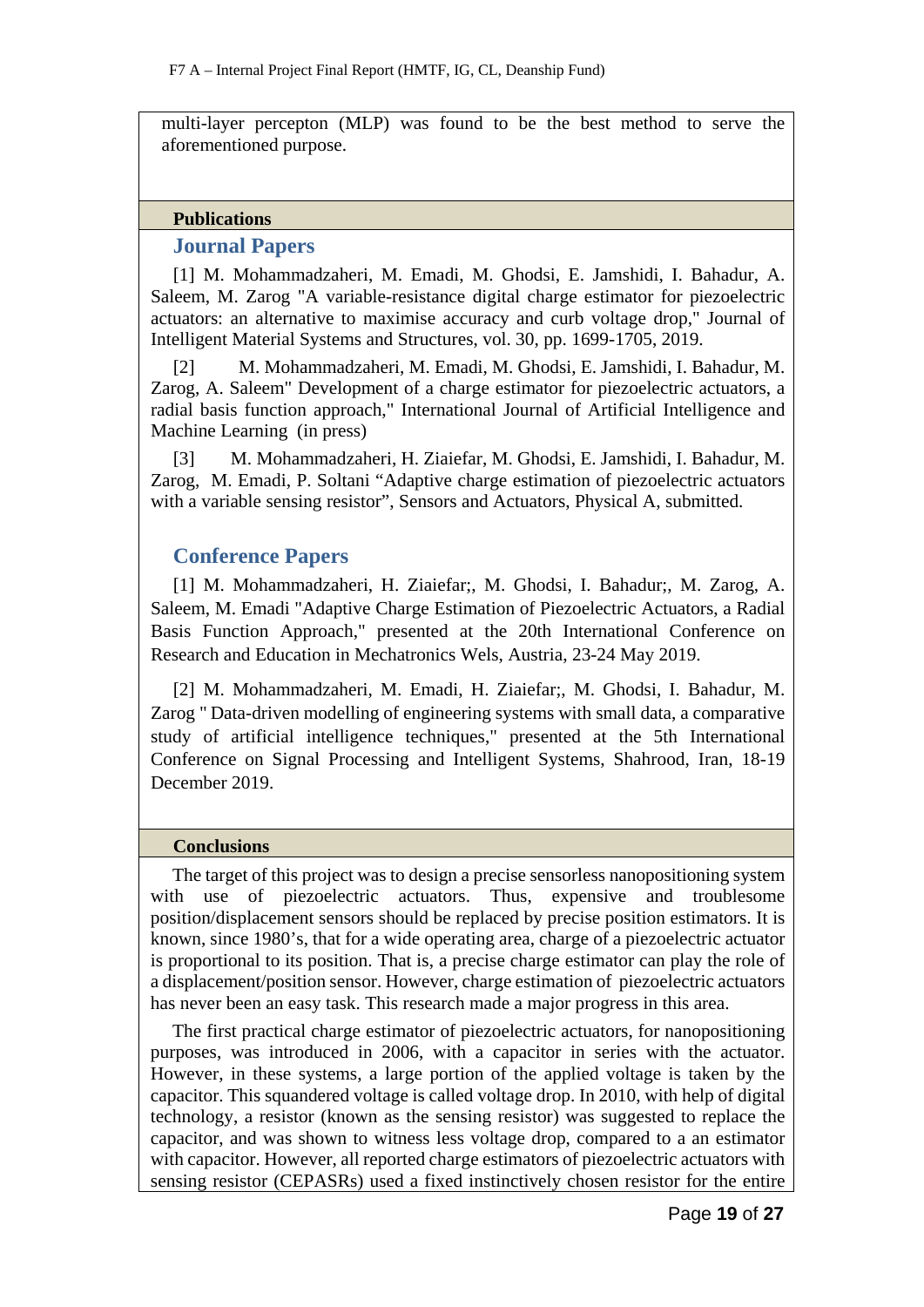multi-layer percepton (MLP) was found to be the best method to serve the aforementioned purpose.

**Publications**

## Journal Papers

[1] M. Mohammadzaheri, M. Emadi, M. Ghodsi, E. Jamshidi, I. Bahadur, A. Saleem, M. Zarog "A variable-resistance digital charge estimator for piezoelectric actuators: an alternative to maximise accuracy and curb voltage drop," Journal of Intelligent Material Systems and Structures, vol. 30, pp. 1699-1705, 2019.

[2] M. Mohammadzaheri, M. Emadi, M. Ghodsi, E. Jamshidi, I. Bahadur, M. Zarog, A. Saleem" Development of a charge estimator for piezoelectric actuators, a radial basis function approach," International Journal of Artificial Intelligence and Machine Learning (in press)

[3] M. Mohammadzaheri, H. Ziaiefar, M. Ghodsi, E. Jamshidi, I. Bahadur, M. Zarog, M. Emadi, P. Soltani "Adaptive charge estimation of piezoelectric actuators with a variable sensing resistor", Sensors and Actuators, Physical A, submitted.

## Conference Papers

[1] M. Mohammadzaheri, H. Ziaiefar;, M. Ghodsi, I. Bahadur;, M. Zarog, A. Saleem, M. Emadi "Adaptive Charge Estimation of Piezoelectric Actuators, a Radial Basis Function Approach," presented at the 20th International Conference on Research and Education in Mechatronics Wels, Austria, 23-24 May 2019.

[2] M. Mohammadzaheri, M. Emadi, H. Ziaiefar;, M. Ghodsi, I. Bahadur, M. Zarog " Data-driven modelling of engineering systems with small data, a comparative study of artificial intelligence techniques," presented at the 5th International Conference on Signal Processing and Intelligent Systems, Shahrood, Iran, 18-19 December 2019.

**Conclusions**

The target of this project was to design a precise sensorless nanopositioning system with use of piezoelectric actuators. Thus, expensive and troublesome position/displacement sensors should be replaced by precise position estimators. It is known, since 1980's, that for a wide operating area, charge of a piezoelectric actuator is proportional to its position. That is, a precise charge estimator can play the role of a displacement/position sensor. However, charge estimation of piezoelectric actuators has never been an easy task. This research made a major progress in this area.

The first practical charge estimator of piezoelectric actuators, for nanopositioning purposes, was introduced in 2006, with a capacitor in series with the actuator. However, in these systems, a large portion of the applied voltage is taken by the capacitor. This squandered voltage is called voltage drop. In 2010, with help of digital technology, a resistor (known as the sensing resistor) was suggested to replace the capacitor, and was shown to witness less voltage drop, compared to a an estimator with capacitor. However, all reported charge estimators of piezoelectric actuators with sensing resistor (CEPASRs) used a fixed instinctively chosen resistor for the entire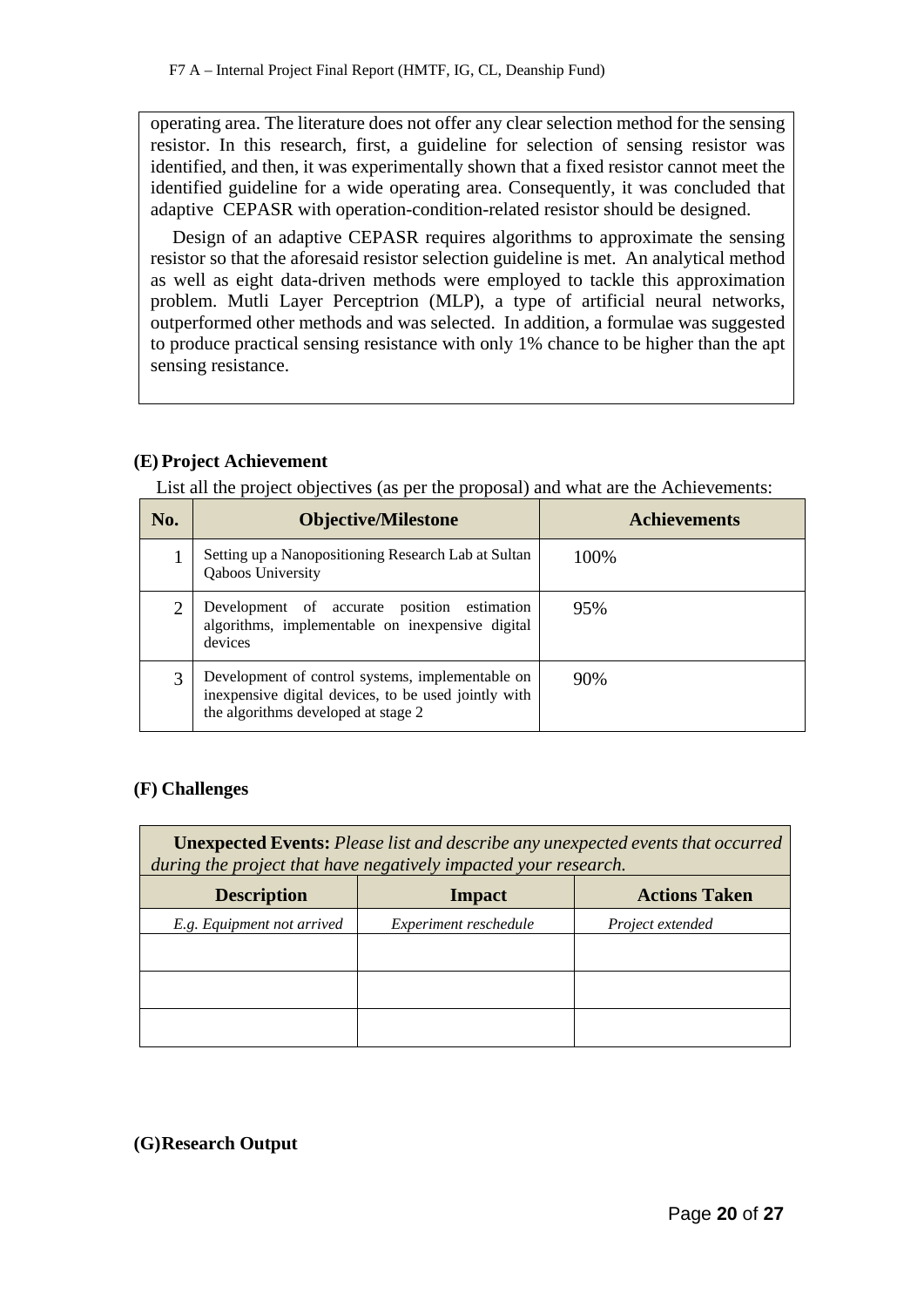operating area. The literature does not offer any clear selection method for the sensing resistor. In this research, first, a guideline for selection of sensing resistor was identified, and then, it was experimentally shown that a fixed resistor cannot meet the identified guideline for a wide operating area. Consequently, it was concluded that adaptive CEPASR with operation-condition-related resistor should be designed.

Design of an adaptive CEPASR requires algorithms to approximate the sensing resistor so that the aforesaid resistor selection guideline is met. An analytical method as well as eight data-driven methods were employed to tackle this approximation problem. Mutli Layer Perceptrion (MLP), a type of artificial neural networks, outperformed other methods and was selected. In addition, a formulae was suggested to produce practical sensing resistance with only 1% chance to be higher than the apt sensing resistance.

## (E) Project Achievement

List all the project objectives (as per the proposal) and what are the Achievements:

| No. | Objective/Milestone | Achievements |
|---|---|---|
| 1 | Setting up a Nanopositioning Research Lab at Sultan Qaboos University | 100% |
| 2 | Development of accurate position estimation algorithms, implementable on inexpensive digital devices | 95% |
| 3 | Development of control systems, implementable on inexpensive digital devices, to be used jointly with the algorithms developed at stage 2 | 90% |

## (F) Challenges

**Unexpected Events:** *Please list and describe any unexpected events that occurred during the project that have negatively impacted your research.*

| Description | Impact | Actions Taken |
|---|---|---|
| *E.g. Equipment not arrived* | *Experiment reschedule* | *Project extended* |
| | | |
| | | |
| | | |

## (G) Research Output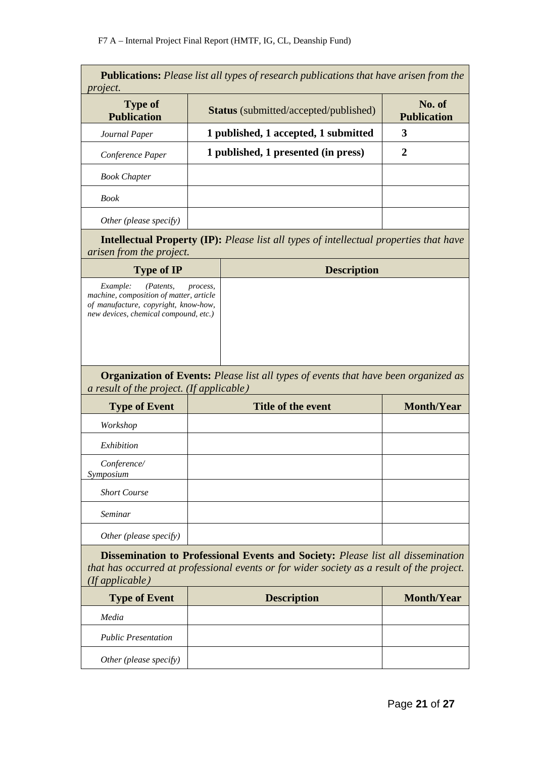| **Publications:** *Please list all types of research publications that have arisen from the project.* | | |
|---|---|---|
| **Type of Publication** | **Status** (submitted/accepted/published) | **No. of Publication** |
| *Journal Paper* | **1 published, 1 accepted, 1 submitted** | **3** |
| *Conference Paper* | **1 published, 1 presented (in press)** | **2** |
| *Book Chapter* | | |
| *Book* | | |
| *Other (please specify)* | | |

| **Intellectual Property (IP):** *Please list all types of intellectual properties that have arisen from the project.* | |
|---|---|
| **Type of IP** | **Description** |
| *Example: (Patents, process, machine, composition of matter, article of manufacture, copyright, know-how, new devices, chemical compound, etc.)* | |

| **Organization of Events:** *Please list all types of events that have been organized as a result of the project. (If applicable)* | | |
|---|---|---|
| **Type of Event** | **Title of the event** | **Month/Year** |
| *Workshop* | | |
| *Exhibition* | | |
| *Conference/ Symposium* | | |
| *Short Course* | | |
| *Seminar* | | |
| *Other (please specify)* | | |

| **Dissemination to Professional Events and Society:** *Please list all dissemination that has occurred at professional events or for wider society as a result of the project. (If applicable)* | | |
|---|---|---|
| **Type of Event** | **Description** | **Month/Year** |
| *Media* | | |
| *Public Presentation* | | |
| *Other (please specify)* | | |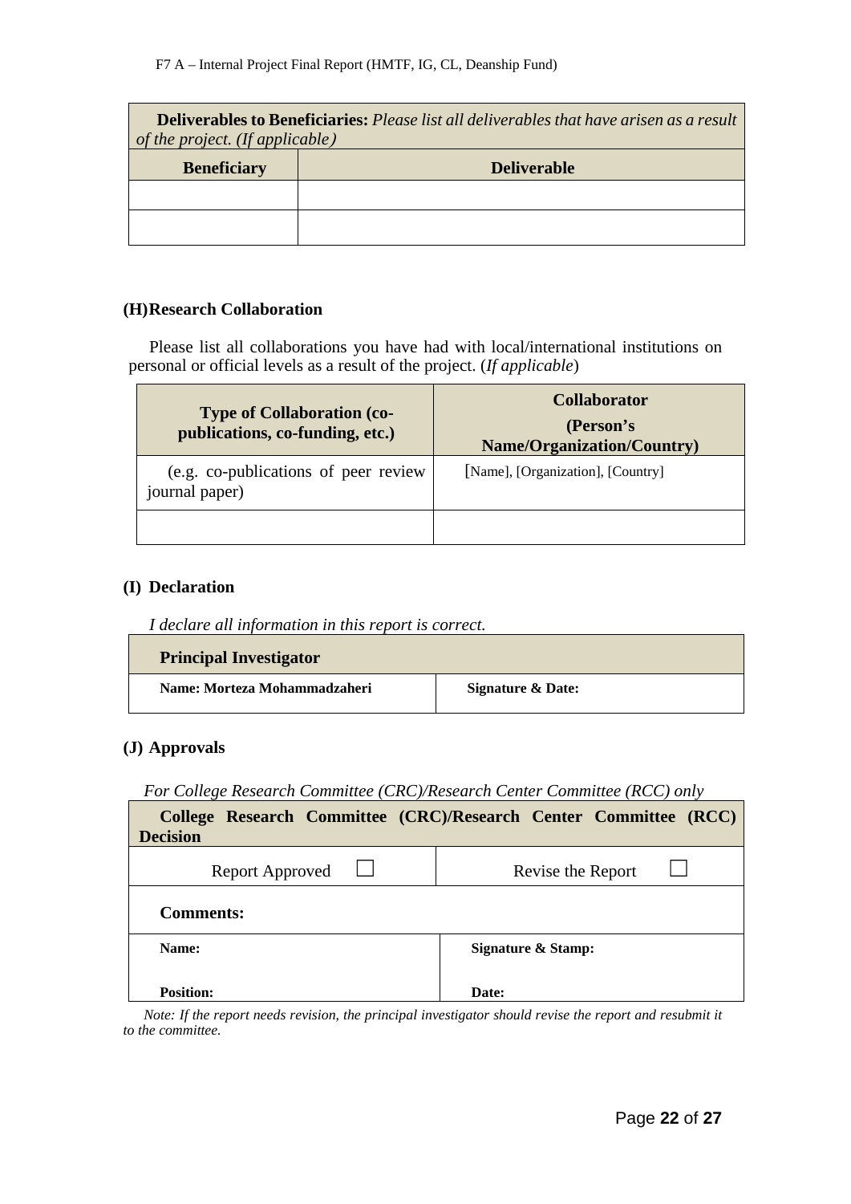| **Deliverables to Beneficiaries:** *Please list all deliverables that have arisen as a result of the project. (If applicable)* | |
|---|---|
| **Beneficiary** | **Deliverable** |
| | |
| | |

### (H) Research Collaboration

Please list all collaborations you have had with local/international institutions on personal or official levels as a result of the project. (*If applicable*)

| **Type of Collaboration (co-publications, co-funding, etc.)** | **Collaborator (Person's Name/Organization/Country)** |
|---|---|
| (e.g. co-publications of peer review journal paper) | [Name], [Organization], [Country] |
| | |

### (I) Declaration

*I declare all information in this report is correct.*

| **Principal Investigator** | |
|---|---|
| **Name: Morteza Mohammadzaheri** | **Signature & Date:** |

### (J) Approvals

*For College Research Committee (CRC)/Research Center Committee (RCC) only*

| **College Research Committee (CRC)/Research Center Committee (RCC) Decision** | |
|---|---|
| Report Approved ☐ | Revise the Report ☐ |
| **Comments:** | |
| **Name:** | **Signature & Stamp:** |
| **Position:** | **Date:** |

*Note: If the report needs revision, the principal investigator should revise the report and resubmit it to the committee.*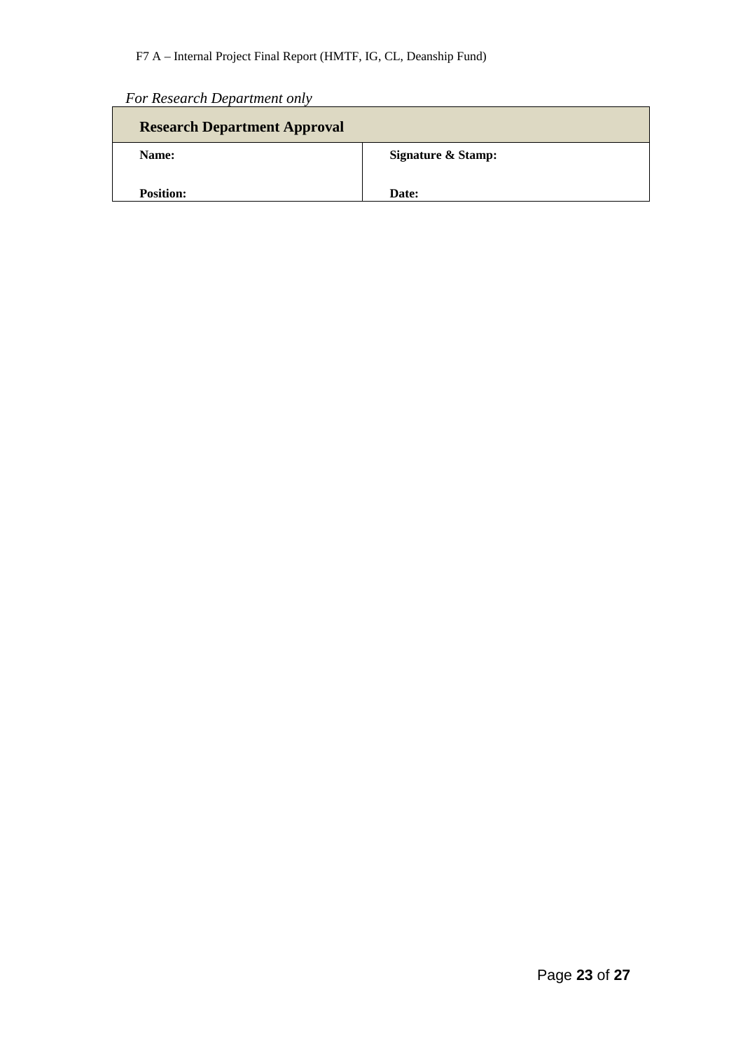*For Research Department only*

| **Research Department Approval** | |
|---|---|
| **Name:**<br><br>**Position:** | **Signature & Stamp:**<br><br>**Date:** |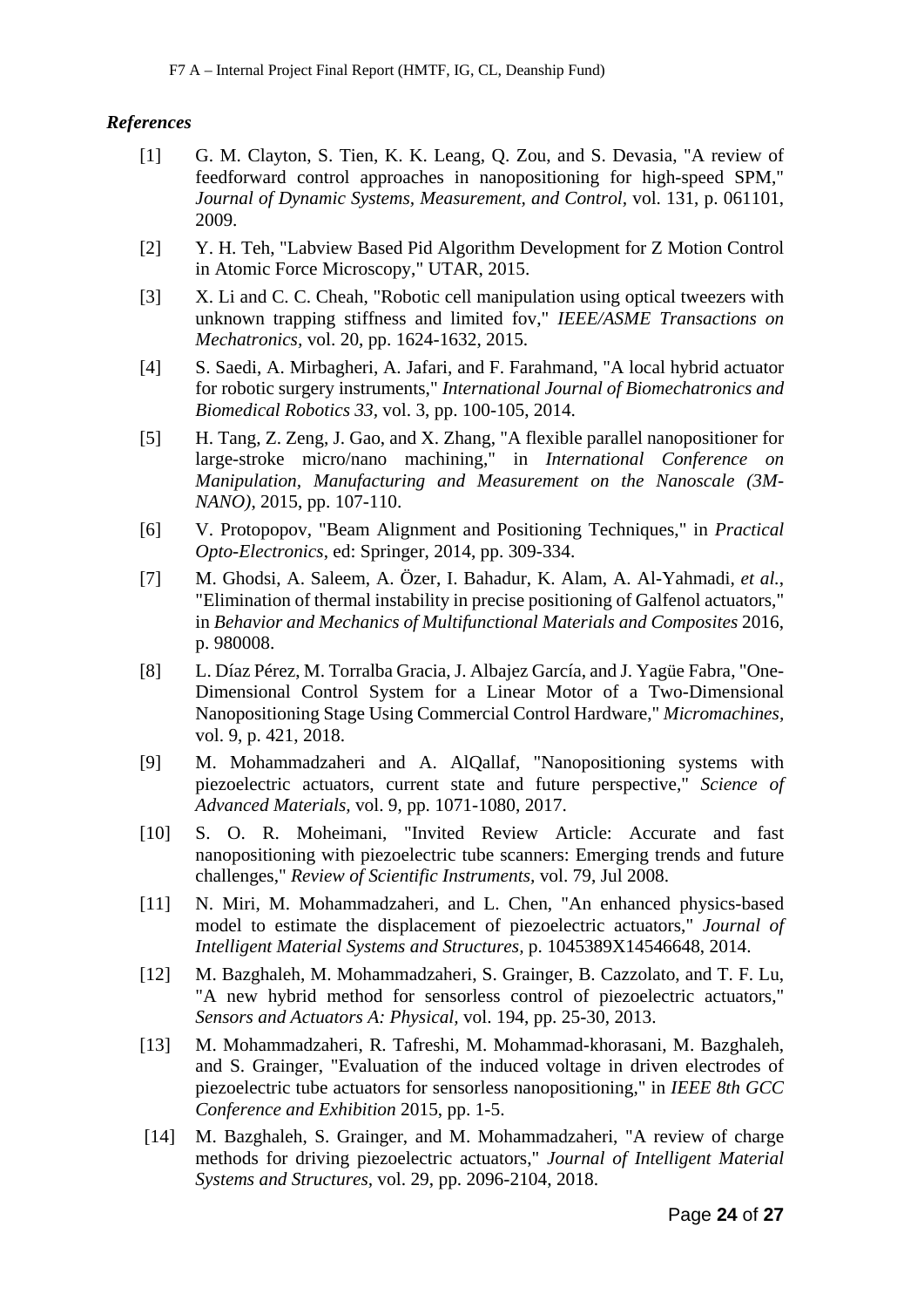***References***

[1] G. M. Clayton, S. Tien, K. K. Leang, Q. Zou, and S. Devasia, "A review of feedforward control approaches in nanopositioning for high-speed SPM," *Journal of Dynamic Systems, Measurement, and Control,* vol. 131, p. 061101, 2009.

[2] Y. H. Teh, "Labview Based Pid Algorithm Development for Z Motion Control in Atomic Force Microscopy," UTAR, 2015.

[3] X. Li and C. C. Cheah, "Robotic cell manipulation using optical tweezers with unknown trapping stiffness and limited fov," *IEEE/ASME Transactions on Mechatronics,* vol. 20, pp. 1624-1632, 2015.

[4] S. Saedi, A. Mirbagheri, A. Jafari, and F. Farahmand, "A local hybrid actuator for robotic surgery instruments," *International Journal of Biomechatronics and Biomedical Robotics 33,* vol. 3, pp. 100-105, 2014.

[5] H. Tang, Z. Zeng, J. Gao, and X. Zhang, "A flexible parallel nanopositioner for large-stroke micro/nano machining," in *International Conference on Manipulation, Manufacturing and Measurement on the Nanoscale (3M-NANO)*, 2015, pp. 107-110.

[6] V. Protopopov, "Beam Alignment and Positioning Techniques," in *Practical Opto-Electronics*, ed: Springer, 2014, pp. 309-334.

[7] M. Ghodsi, A. Saleem, A. Özer, I. Bahadur, K. Alam, A. Al-Yahmadi, *et al.*, "Elimination of thermal instability in precise positioning of Galfenol actuators," in *Behavior and Mechanics of Multifunctional Materials and Composites* 2016, p. 980008.

[8] L. Díaz Pérez, M. Torralba Gracia, J. Albajez García, and J. Yagüe Fabra, "One-Dimensional Control System for a Linear Motor of a Two-Dimensional Nanopositioning Stage Using Commercial Control Hardware," *Micromachines,* vol. 9, p. 421, 2018.

[9] M. Mohammadzaheri and A. AlQallaf, "Nanopositioning systems with piezoelectric actuators, current state and future perspective," *Science of Advanced Materials,* vol. 9, pp. 1071-1080, 2017.

[10] S. O. R. Moheimani, "Invited Review Article: Accurate and fast nanopositioning with piezoelectric tube scanners: Emerging trends and future challenges," *Review of Scientific Instruments,* vol. 79, Jul 2008.

[11] N. Miri, M. Mohammadzaheri, and L. Chen, "An enhanced physics-based model to estimate the displacement of piezoelectric actuators," *Journal of Intelligent Material Systems and Structures,* p. 1045389X14546648, 2014.

[12] M. Bazghaleh, M. Mohammadzaheri, S. Grainger, B. Cazzolato, and T. F. Lu, "A new hybrid method for sensorless control of piezoelectric actuators," *Sensors and Actuators A: Physical,* vol. 194, pp. 25-30, 2013.

[13] M. Mohammadzaheri, R. Tafreshi, M. Mohammad-khorasani, M. Bazghaleh, and S. Grainger, "Evaluation of the induced voltage in driven electrodes of piezoelectric tube actuators for sensorless nanopositioning," in *IEEE 8th GCC Conference and Exhibition* 2015, pp. 1-5.

[14] M. Bazghaleh, S. Grainger, and M. Mohammadzaheri, "A review of charge methods for driving piezoelectric actuators," *Journal of Intelligent Material Systems and Structures,* vol. 29, pp. 2096-2104, 2018.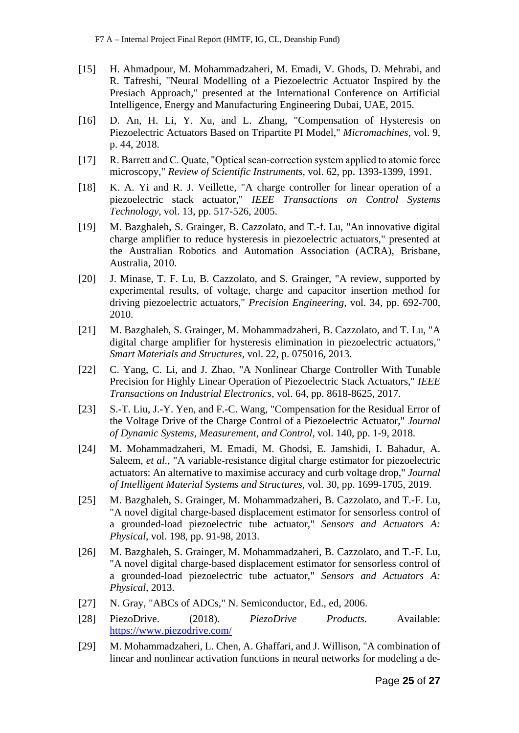[15] H. Ahmadpour, M. Mohammadzaheri, M. Emadi, V. Ghods, D. Mehrabi, and R. Tafreshi, "Neural Modelling of a Piezoelectric Actuator Inspired by the Presiach Approach," presented at the International Conference on Artificial Intelligence, Energy and Manufacturing Engineering Dubai, UAE, 2015.

[16] D. An, H. Li, Y. Xu, and L. Zhang, "Compensation of Hysteresis on Piezoelectric Actuators Based on Tripartite PI Model," *Micromachines*, vol. 9, p. 44, 2018.

[17] R. Barrett and C. Quate, "Optical scan-correction system applied to atomic force microscopy," *Review of Scientific Instruments*, vol. 62, pp. 1393-1399, 1991.

[18] K. A. Yi and R. J. Veillette, "A charge controller for linear operation of a piezoelectric stack actuator," *IEEE Transactions on Control Systems Technology*, vol. 13, pp. 517-526, 2005.

[19] M. Bazghaleh, S. Grainger, B. Cazzolato, and T.-f. Lu, "An innovative digital charge amplifier to reduce hysteresis in piezoelectric actuators," presented at the Australian Robotics and Automation Association (ACRA), Brisbane, Australia, 2010.

[20] J. Minase, T. F. Lu, B. Cazzolato, and S. Grainger, "A review, supported by experimental results, of voltage, charge and capacitor insertion method for driving piezoelectric actuators," *Precision Engineering*, vol. 34, pp. 692-700, 2010.

[21] M. Bazghaleh, S. Grainger, M. Mohammadzaheri, B. Cazzolato, and T. Lu, "A digital charge amplifier for hysteresis elimination in piezoelectric actuators," *Smart Materials and Structures*, vol. 22, p. 075016, 2013.

[22] C. Yang, C. Li, and J. Zhao, "A Nonlinear Charge Controller With Tunable Precision for Highly Linear Operation of Piezoelectric Stack Actuators," *IEEE Transactions on Industrial Electronics*, vol. 64, pp. 8618-8625, 2017.

[23] S.-T. Liu, J.-Y. Yen, and F.-C. Wang, "Compensation for the Residual Error of the Voltage Drive of the Charge Control of a Piezoelectric Actuator," *Journal of Dynamic Systems, Measurement, and Control*, vol. 140, pp. 1-9, 2018.

[24] M. Mohammadzaheri, M. Emadi, M. Ghodsi, E. Jamshidi, I. Bahadur, A. Saleem, *et al.*, "A variable-resistance digital charge estimator for piezoelectric actuators: An alternative to maximise accuracy and curb voltage drop," *Journal of Intelligent Material Systems and Structures*, vol. 30, pp. 1699-1705, 2019.

[25] M. Bazghaleh, S. Grainger, M. Mohammadzaheri, B. Cazzolato, and T.-F. Lu, "A novel digital charge-based displacement estimator for sensorless control of a grounded-load piezoelectric tube actuator," *Sensors and Actuators A: Physical*, vol. 198, pp. 91-98, 2013.

[26] M. Bazghaleh, S. Grainger, M. Mohammadzaheri, B. Cazzolato, and T.-F. Lu, "A novel digital charge-based displacement estimator for sensorless control of a grounded-load piezoelectric tube actuator," *Sensors and Actuators A: Physical*, 2013.

[27] N. Gray, "ABCs of ADCs," N. Semiconductor, Ed., ed, 2006.

[28] PiezoDrive. (2018). *PiezoDrive Products*. Available: https://www.piezodrive.com/

[29] M. Mohammadzaheri, L. Chen, A. Ghaffari, and J. Willison, "A combination of linear and nonlinear activation functions in neural networks for modeling a de-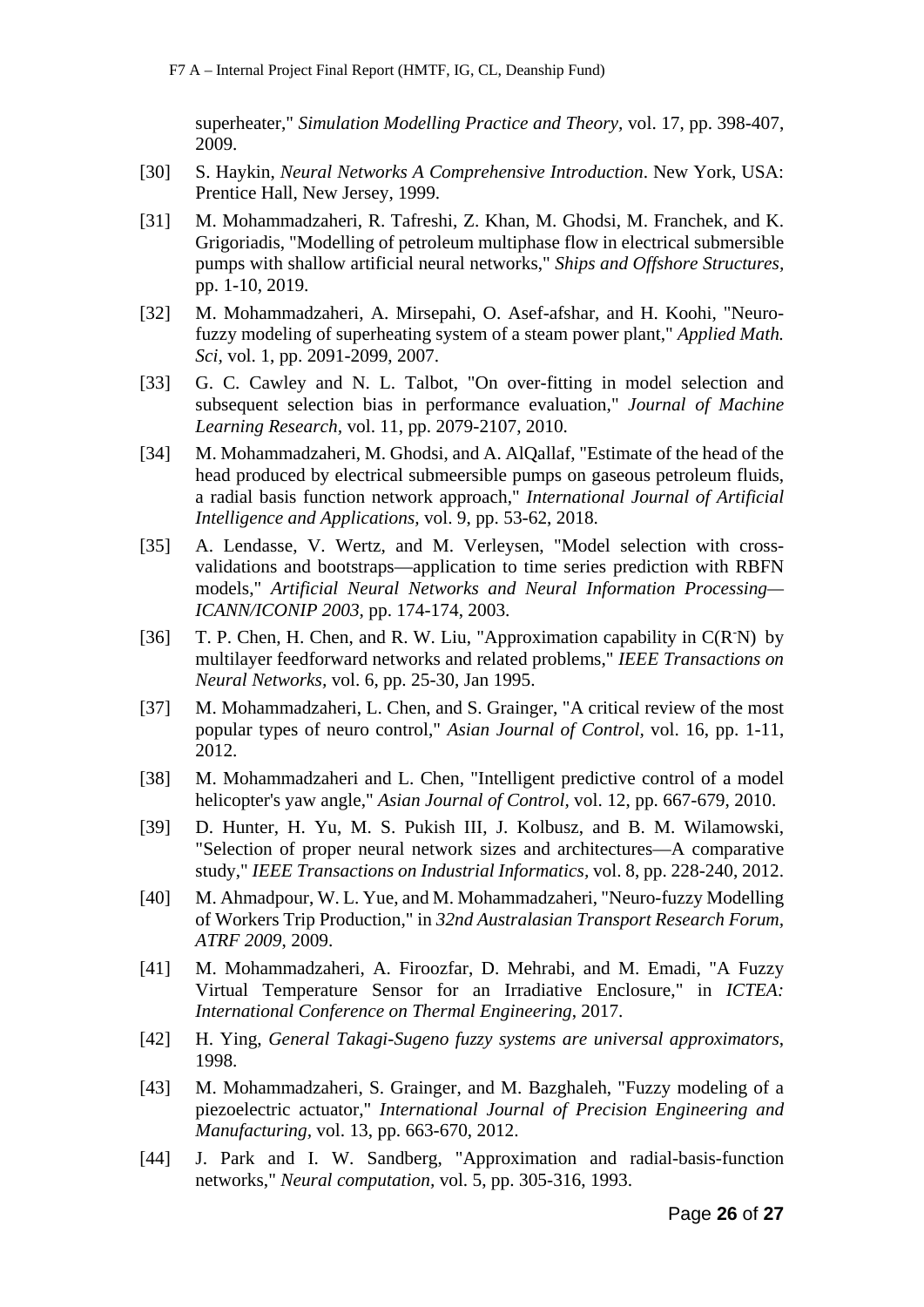superheater," *Simulation Modelling Practice and Theory,* vol. 17, pp. 398-407, 2009.

[30] S. Haykin, *Neural Networks A Comprehensive Introduction*. New York, USA: Prentice Hall, New Jersey, 1999.

[31] M. Mohammadzaheri, R. Tafreshi, Z. Khan, M. Ghodsi, M. Franchek, and K. Grigoriadis, "Modelling of petroleum multiphase flow in electrical submersible pumps with shallow artificial neural networks," *Ships and Offshore Structures,* pp. 1-10, 2019.

[32] M. Mohammadzaheri, A. Mirsepahi, O. Asef-afshar, and H. Koohi, "Neuro-fuzzy modeling of superheating system of a steam power plant," *Applied Math. Sci,* vol. 1, pp. 2091-2099, 2007.

[33] G. C. Cawley and N. L. Talbot, "On over-fitting in model selection and subsequent selection bias in performance evaluation," *Journal of Machine Learning Research,* vol. 11, pp. 2079-2107, 2010.

[34] M. Mohammadzaheri, M. Ghodsi, and A. AlQallaf, "Estimate of the head of the head produced by electrical submeersible pumps on gaseous petroleum fluids, a radial basis function network approach," *International Journal of Artificial Intelligence and Applications,* vol. 9, pp. 53-62, 2018.

[35] A. Lendasse, V. Wertz, and M. Verleysen, "Model selection with cross-validations and bootstraps—application to time series prediction with RBFN models," *Artificial Neural Networks and Neural Information Processing—ICANN/ICONIP 2003,* pp. 174-174, 2003.

[36] T. P. Chen, H. Chen, and R. W. Liu, "Approximation capability in $C(R^{-}N)$ by multilayer feedforward networks and related problems," *IEEE Transactions on Neural Networks,* vol. 6, pp. 25-30, Jan 1995.

[37] M. Mohammadzaheri, L. Chen, and S. Grainger, "A critical review of the most popular types of neuro control," *Asian Journal of Control,* vol. 16, pp. 1-11, 2012.

[38] M. Mohammadzaheri and L. Chen, "Intelligent predictive control of a model helicopter's yaw angle," *Asian Journal of Control,* vol. 12, pp. 667-679, 2010.

[39] D. Hunter, H. Yu, M. S. Pukish III, J. Kolbusz, and B. M. Wilamowski, "Selection of proper neural network sizes and architectures—A comparative study," *IEEE Transactions on Industrial Informatics,* vol. 8, pp. 228-240, 2012.

[40] M. Ahmadpour, W. L. Yue, and M. Mohammadzaheri, "Neuro-fuzzy Modelling of Workers Trip Production," in *32nd Australasian Transport Research Forum, ATRF 2009*, 2009.

[41] M. Mohammadzaheri, A. Firoozfar, D. Mehrabi, and M. Emadi, "A Fuzzy Virtual Temperature Sensor for an Irradiative Enclosure," in *ICTEA: International Conference on Thermal Engineering*, 2017.

[42] H. Ying, *General Takagi-Sugeno fuzzy systems are universal approximators*, 1998.

[43] M. Mohammadzaheri, S. Grainger, and M. Bazghaleh, "Fuzzy modeling of a piezoelectric actuator," *International Journal of Precision Engineering and Manufacturing,* vol. 13, pp. 663-670, 2012.

[44] J. Park and I. W. Sandberg, "Approximation and radial-basis-function networks," *Neural computation,* vol. 5, pp. 305-316, 1993.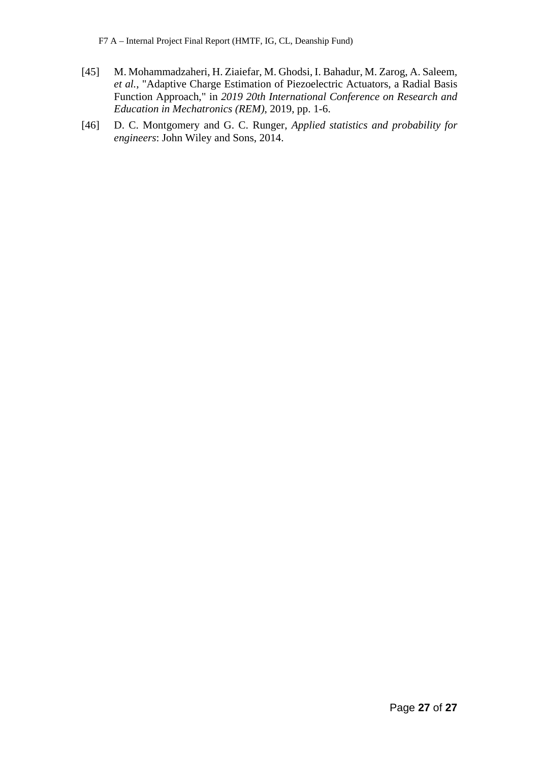[45] M. Mohammadzaheri, H. Ziaiefar, M. Ghodsi, I. Bahadur, M. Zarog, A. Saleem, *et al.*, "Adaptive Charge Estimation of Piezoelectric Actuators, a Radial Basis Function Approach," in *2019 20th International Conference on Research and Education in Mechatronics (REM)*, 2019, pp. 1-6.

[46] D. C. Montgomery and G. C. Runger, *Applied statistics and probability for engineers*: John Wiley and Sons, 2014.